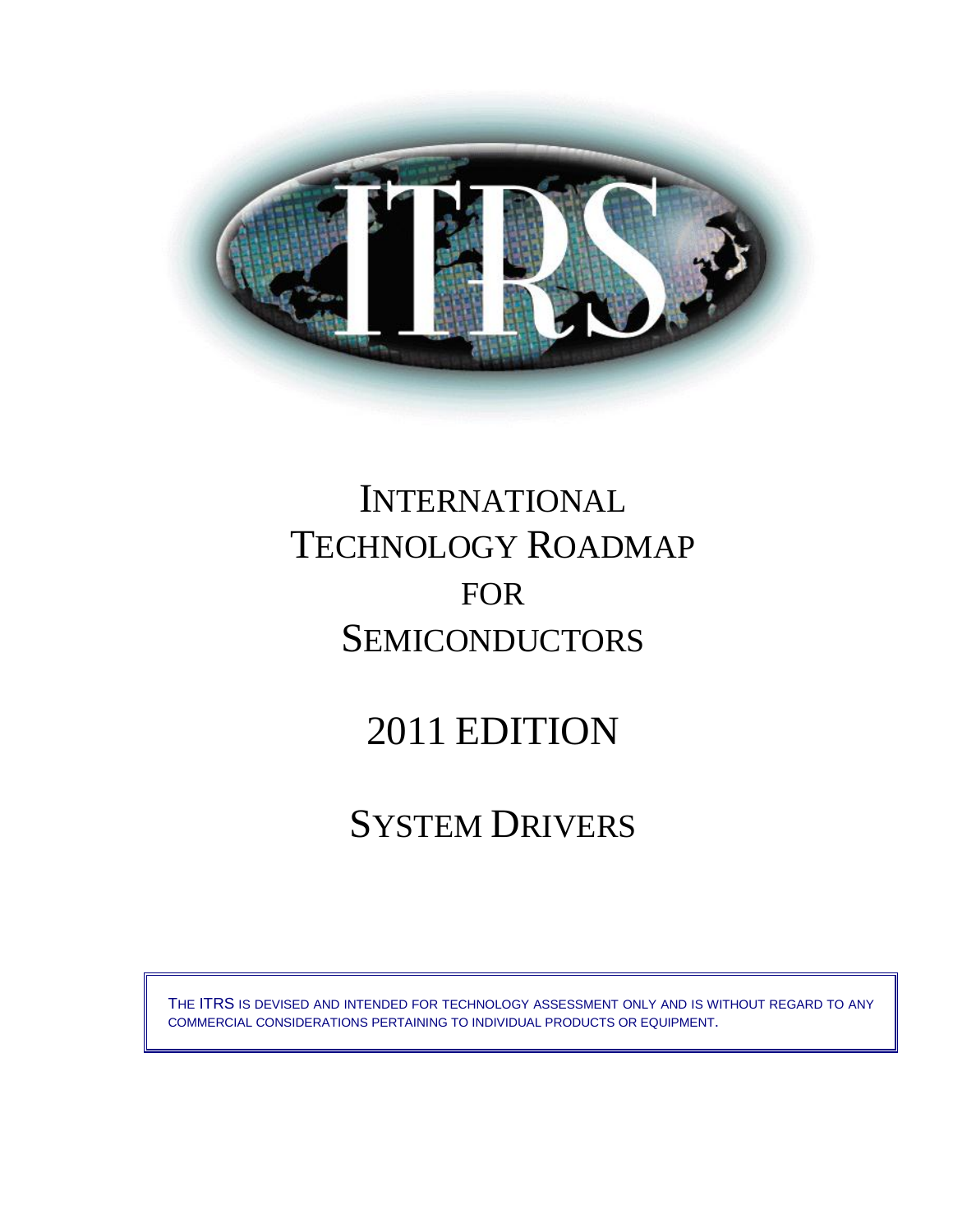# INTERNATIONAL TECHNOLOGY ROADMAP FOR SEMICONDUCTORS

# 2011 EDITION

# SYSTEM DRIVERS

THE ITRS IS DEVISED AND INTENDED FOR TECHNOLOGY ASSESSMENT ONLY AND IS WITHOUT REGARD TO ANY COMMERCIAL CONSIDERATIONS PERTAINING TO INDIVIDUAL PRODUCTS OR EQUIPMENT.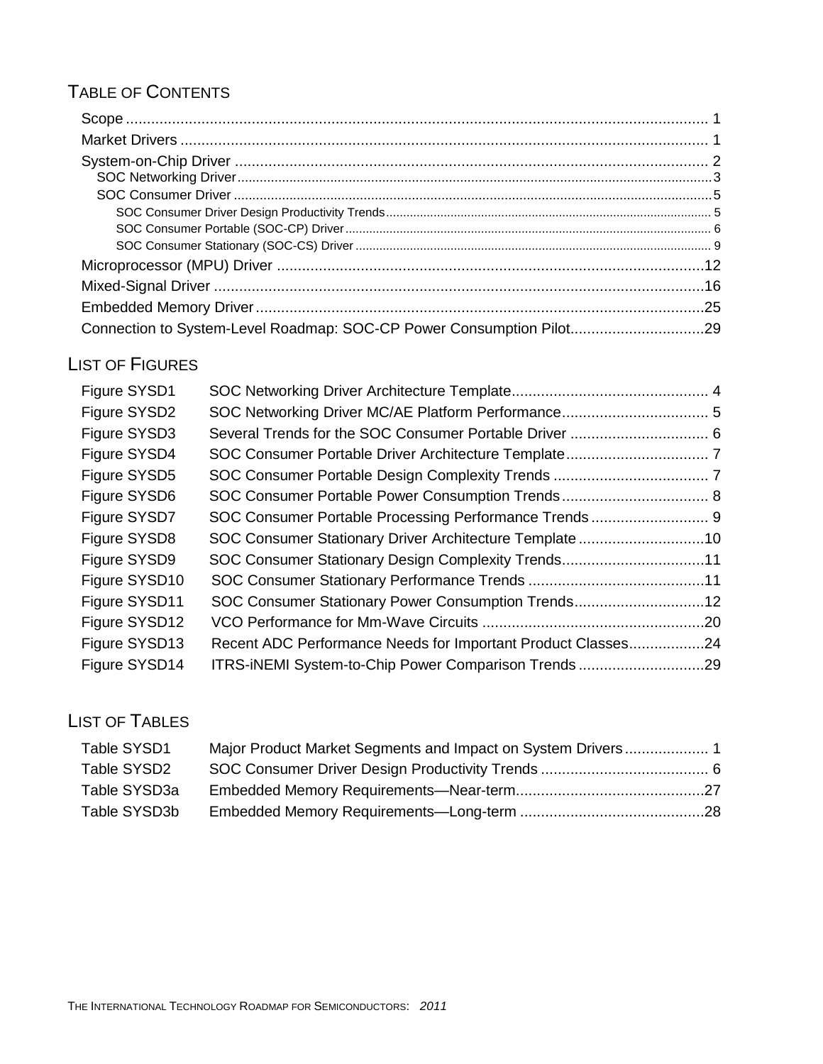# Table of Contents

- Scope ........................................................................................................................................ 1
- Market Drivers ............................................................................................................................ 1
- System-on-Chip Driver ................................................................................................................ 2
  - SOC Networking Driver .............................................................................................................. 3
  - SOC Consumer Driver ................................................................................................................ 5
    - SOC Consumer Driver Design Productivity Trends ................................................................. 5
    - SOC Consumer Portable (SOC-CP) Driver ............................................................................. 6
    - SOC Consumer Stationary (SOC-CS) Driver .......................................................................... 9
- Microprocessor (MPU) Driver .................................................................................................... 12
- Mixed-Signal Driver ................................................................................................................... 16
- Embedded Memory Driver ......................................................................................................... 25
- Connection to System-Level Roadmap: SOC-CP Power Consumption Pilot ................................ 29

# List of Figures

- Figure SYSD1 SOC Networking Driver Architecture Template .............................................. 4
- Figure SYSD2 SOC Networking Driver MC/AE Platform Performance .................................. 5
- Figure SYSD3 Several Trends for the SOC Consumer Portable Driver ................................. 6
- Figure SYSD4 SOC Consumer Portable Driver Architecture Template ................................. 7
- Figure SYSD5 SOC Consumer Portable Design Complexity Trends ..................................... 7
- Figure SYSD6 SOC Consumer Portable Power Consumption Trends ................................... 8
- Figure SYSD7 SOC Consumer Portable Processing Performance Trends ............................ 9
- Figure SYSD8 SOC Consumer Stationary Driver Architecture Template .............................. 10
- Figure SYSD9 SOC Consumer Stationary Design Complexity Trends .................................. 11
- Figure SYSD10 SOC Consumer Stationary Performance Trends .......................................... 11
- Figure SYSD11 SOC Consumer Stationary Power Consumption Trends ............................... 12
- Figure SYSD12 VCO Performance for Mm-Wave Circuits .................................................... 20
- Figure SYSD13 Recent ADC Performance Needs for Important Product Classes .................. 24
- Figure SYSD14 ITRS-iNEMI System-to-Chip Power Comparison Trends .............................. 29

# List of Tables

- Table SYSD1 Major Product Market Segments and Impact on System Drivers .................... 1
- Table SYSD2 SOC Consumer Driver Design Productivity Trends ........................................ 6
- Table SYSD3a Embedded Memory Requirements—Near-term ............................................ 27
- Table SYSD3b Embedded Memory Requirements—Long-term ........................................... 28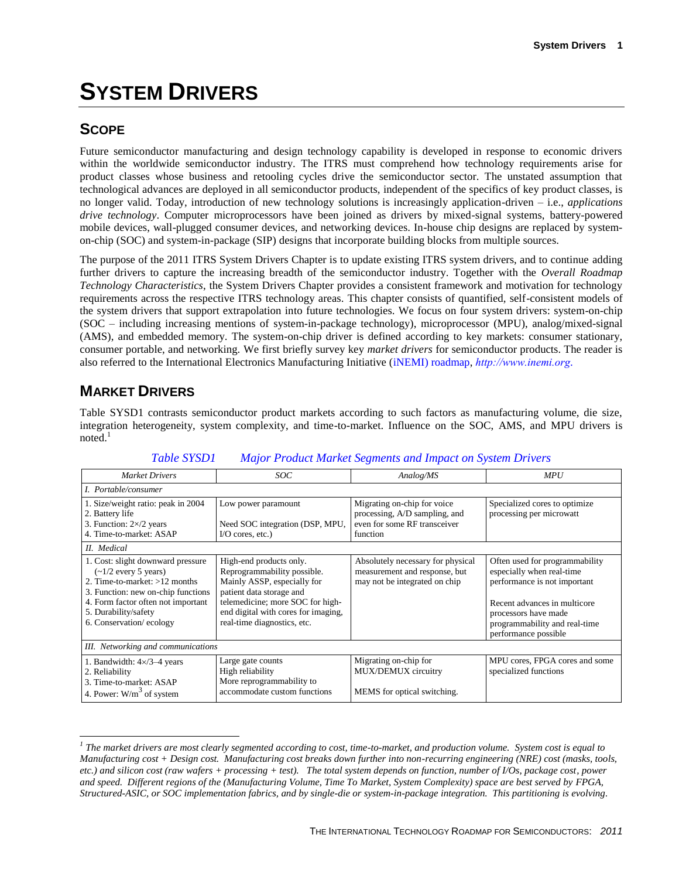# SYSTEM DRIVERS

## SCOPE

Future semiconductor manufacturing and design technology capability is developed in response to economic drivers within the worldwide semiconductor industry. The ITRS must comprehend how technology requirements arise for product classes whose business and retooling cycles drive the semiconductor sector. The unstated assumption that technological advances are deployed in all semiconductor products, independent of the specifics of key product classes, is no longer valid. Today, introduction of new technology solutions is increasingly application-driven – i.e., *applications drive technology*. Computer microprocessors have been joined as drivers by mixed-signal systems, battery-powered mobile devices, wall-plugged consumer devices, and networking devices. In-house chip designs are replaced by system-on-chip (SOC) and system-in-package (SIP) designs that incorporate building blocks from multiple sources.

The purpose of the 2011 ITRS System Drivers Chapter is to update existing ITRS system drivers, and to continue adding further drivers to capture the increasing breadth of the semiconductor industry. Together with the *Overall Roadmap Technology Characteristics*, the System Drivers Chapter provides a consistent framework and motivation for technology requirements across the respective ITRS technology areas. This chapter consists of quantified, self-consistent models of the system drivers that support extrapolation into future technologies. We focus on four system drivers: system-on-chip (SOC – including increasing mentions of system-in-package technology), microprocessor (MPU), analog/mixed-signal (AMS), and embedded memory. The system-on-chip driver is defined according to key markets: consumer stationary, consumer portable, and networking. We first briefly survey key *market drivers* for semiconductor products. The reader is also referred to the International Electronics Manufacturing Initiative (iNEMI) roadmap, *http://www.inemi.org*.

## MARKET DRIVERS

Table SYSD1 contrasts semiconductor product markets according to such factors as manufacturing volume, die size, integration heterogeneity, system complexity, and time-to-market. Influence on the SOC, AMS, and MPU drivers is noted.[1]

*Table SYSD1 Major Product Market Segments and Impact on System Drivers*

| *Market Drivers* | *SOC* | *Analog/MS* | *MPU* |
|---|---|---|---|
| *I. Portable/consumer* | | | |
| 1. Size/weight ratio: peak in 2004<br>2. Battery life<br>3. Function: 2×/2 years<br>4. Time-to-market: ASAP | Low power paramount<br><br>Need SOC integration (DSP, MPU, I/O cores, etc.) | Migrating on-chip for voice processing, A/D sampling, and even for some RF transceiver function | Specialized cores to optimize processing per microwatt |
| *II. Medical* | | | |
| 1. Cost: slight downward pressure (~1/2 every 5 years)<br>2. Time-to-market: >12 months<br>3. Function: new on-chip functions<br>4. Form factor often not important<br>5. Durability/safety<br>6. Conservation/ ecology | High-end products only. Reprogrammability possible. Mainly ASSP, especially for patient data storage and telemedicine; more SOC for high-end digital with cores for imaging, real-time diagnostics, etc. | Absolutely necessary for physical measurement and response, but may not be integrated on chip | Often used for programmability especially when real-time performance is not important<br><br>Recent advances in multicore processors have made programmability and real-time performance possible |
| *III. Networking and communications* | | | |
| 1. Bandwidth: 4×/3–4 years<br>2. Reliability<br>3. Time-to-market: ASAP<br>4. Power: W/m$^3$ of system | Large gate counts<br>High reliability<br>More reprogrammability to accommodate custom functions | Migrating on-chip for MUX/DEMUX circuitry<br><br>MEMS for optical switching. | MPU cores, FPGA cores and some specialized functions |

[1] *The market drivers are most clearly segmented according to cost, time-to-market, and production volume. System cost is equal to Manufacturing cost + Design cost. Manufacturing cost breaks down further into non-recurring engineering (NRE) cost (masks, tools, etc.) and silicon cost (raw wafers + processing + test). The total system depends on function, number of I/Os, package cost, power and speed. Different regions of the (Manufacturing Volume, Time To Market, System Complexity) space are best served by FPGA, Structured-ASIC, or SOC implementation fabrics, and by single-die or system-in-package integration. This partitioning is evolving.*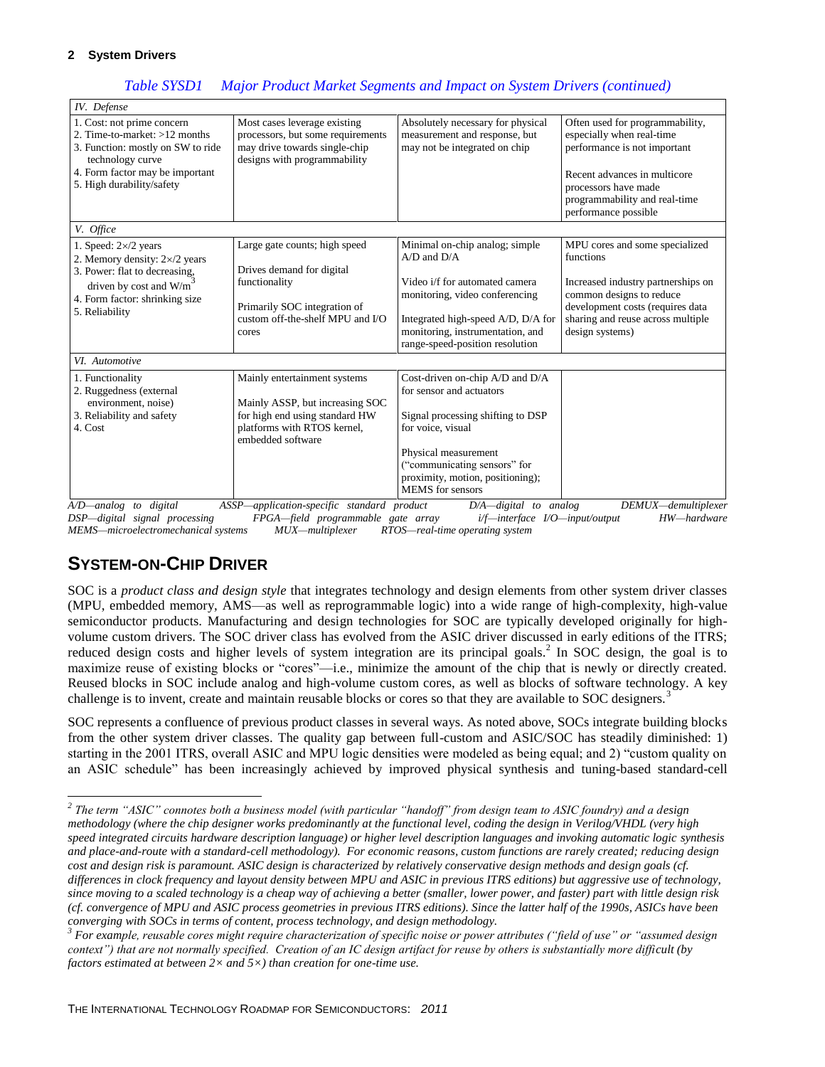*Table SYSD1 Major Product Market Segments and Impact on System Drivers (continued)*

| | | | |
|---|---|---|---|
| *IV. Defense* | | | |
| 1. Cost: not prime concern<br>2. Time-to-market: >12 months<br>3. Function: mostly on SW to ride technology curve<br>4. Form factor may be important<br>5. High durability/safety | Most cases leverage existing processors, but some requirements may drive towards single-chip designs with programmability | Absolutely necessary for physical measurement and response, but may not be integrated on chip | Often used for programmability, especially when real-time performance is not important<br><br>Recent advances in multicore processors have made programmability and real-time performance possible |
| *V. Office* | | | |
| 1. Speed: 2×/2 years<br>2. Memory density: 2×/2 years<br>3. Power: flat to decreasing, driven by cost and $W/m^3$<br>4. Form factor: shrinking size<br>5. Reliability | Large gate counts; high speed<br><br>Drives demand for digital functionality<br><br>Primarily SOC integration of custom off-the-shelf MPU and I/O cores | Minimal on-chip analog; simple A/D and D/A<br><br>Video i/f for automated camera monitoring, video conferencing<br><br>Integrated high-speed A/D, D/A for monitoring, instrumentation, and range-speed-position resolution | MPU cores and some specialized functions<br><br>Increased industry partnerships on common designs to reduce development costs (requires data sharing and reuse across multiple design systems) |
| *VI. Automotive* | | | |
| 1. Functionality<br>2. Ruggedness (external environment, noise)<br>3. Reliability and safety<br>4. Cost | Mainly entertainment systems<br><br>Mainly ASSP, but increasing SOC for high end using standard HW platforms with RTOS kernel, embedded software | Cost-driven on-chip A/D and D/A for sensor and actuators<br><br>Signal processing shifting to DSP for voice, visual<br><br>Physical measurement ("communicating sensors" for proximity, motion, positioning); MEMS for sensors | |

*A/D—analog to digital ASSP—application-specific standard product D/A—digital to analog DEMUX—demultiplexer DSP—digital signal processing FPGA—field programmable gate array i/f—interface I/O—input/output HW—hardware MEMS—microelectromechanical systems MUX—multiplexer RTOS—real-time operating system*

## SYSTEM-ON-CHIP DRIVER

SOC is a *product class and design style* that integrates technology and design elements from other system driver classes (MPU, embedded memory, AMS—as well as reprogrammable logic) into a wide range of high-complexity, high-value semiconductor products. Manufacturing and design technologies for SOC are typically developed originally for high-volume custom drivers. The SOC driver class has evolved from the ASIC driver discussed in early editions of the ITRS; reduced design costs and higher levels of system integration are its principal goals.[2] In SOC design, the goal is to maximize reuse of existing blocks or "cores"—i.e., minimize the amount of the chip that is newly or directly created. Reused blocks in SOC include analog and high-volume custom cores, as well as blocks of software technology. A key challenge is to invent, create and maintain reusable blocks or cores so that they are available to SOC designers.[3]

SOC represents a confluence of previous product classes in several ways. As noted above, SOCs integrate building blocks from the other system driver classes. The quality gap between full-custom and ASIC/SOC has steadily diminished: 1) starting in the 2001 ITRS, overall ASIC and MPU logic densities were modeled as being equal; and 2) "custom quality on an ASIC schedule" has been increasingly achieved by improved physical synthesis and tuning-based standard-cell

---

*[2] The term "ASIC" connotes both a business model (with particular "handoff" from design team to ASIC foundry) and a design methodology (where the chip designer works predominantly at the functional level, coding the design in Verilog/VHDL (very high speed integrated circuits hardware description language) or higher level description languages and invoking automatic logic synthesis and place-and-route with a standard-cell methodology). For economic reasons, custom functions are rarely created; reducing design cost and design risk is paramount. ASIC design is characterized by relatively conservative design methods and design goals (cf. differences in clock frequency and layout density between MPU and ASIC in previous ITRS editions) but aggressive use of technology, since moving to a scaled technology is a cheap way of achieving a better (smaller, lower power, and faster) part with little design risk (cf. convergence of MPU and ASIC process geometries in previous ITRS editions). Since the latter half of the 1990s, ASICs have been converging with SOCs in terms of content, process technology, and design methodology.*

*[3] For example, reusable cores might require characterization of specific noise or power attributes ("field of use" or "assumed design context") that are not normally specified. Creation of an IC design artifact for reuse by others is substantially more difficult (by factors estimated at between 2× and 5×) than creation for one-time use.*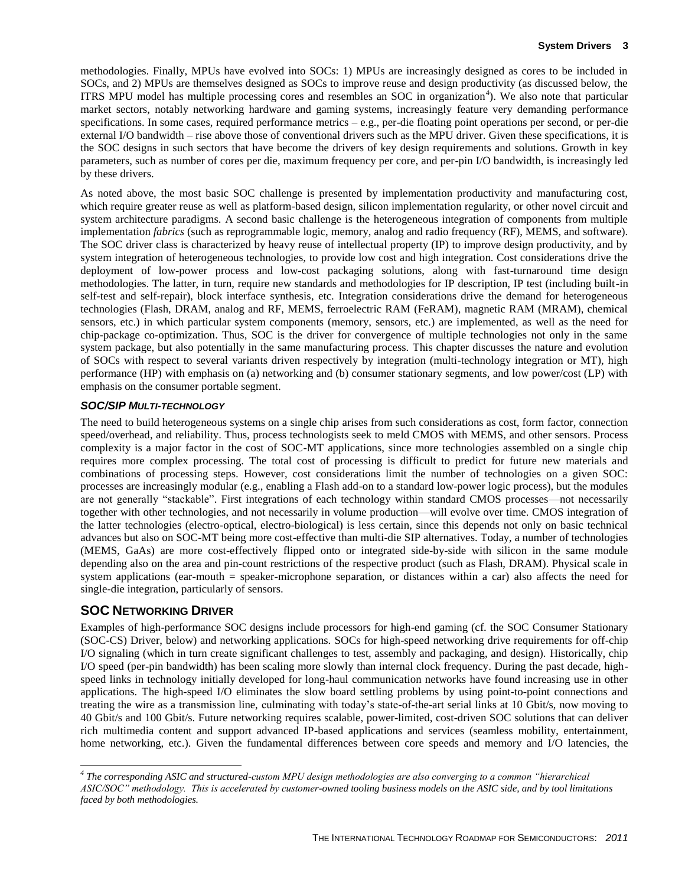methodologies. Finally, MPUs have evolved into SOCs: 1) MPUs are increasingly designed as cores to be included in SOCs, and 2) MPUs are themselves designed as SOCs to improve reuse and design productivity (as discussed below, the ITRS MPU model has multiple processing cores and resembles an SOC in organization[4]). We also note that particular market sectors, notably networking hardware and gaming systems, increasingly feature very demanding performance specifications. In some cases, required performance metrics – e.g., per-die floating point operations per second, or per-die external I/O bandwidth – rise above those of conventional drivers such as the MPU driver. Given these specifications, it is the SOC designs in such sectors that have become the drivers of key design requirements and solutions. Growth in key parameters, such as number of cores per die, maximum frequency per core, and per-pin I/O bandwidth, is increasingly led by these drivers.

As noted above, the most basic SOC challenge is presented by implementation productivity and manufacturing cost, which require greater reuse as well as platform-based design, silicon implementation regularity, or other novel circuit and system architecture paradigms. A second basic challenge is the heterogeneous integration of components from multiple implementation *fabrics* (such as reprogrammable logic, memory, analog and radio frequency (RF), MEMS, and software). The SOC driver class is characterized by heavy reuse of intellectual property (IP) to improve design productivity, and by system integration of heterogeneous technologies, to provide low cost and high integration. Cost considerations drive the deployment of low-power process and low-cost packaging solutions, along with fast-turnaround time design methodologies. The latter, in turn, require new standards and methodologies for IP description, IP test (including built-in self-test and self-repair), block interface synthesis, etc. Integration considerations drive the demand for heterogeneous technologies (Flash, DRAM, analog and RF, MEMS, ferroelectric RAM (FeRAM), magnetic RAM (MRAM), chemical sensors, etc.) in which particular system components (memory, sensors, etc.) are implemented, as well as the need for chip-package co-optimization. Thus, SOC is the driver for convergence of multiple technologies not only in the same system package, but also potentially in the same manufacturing process. This chapter discusses the nature and evolution of SOCs with respect to several variants driven respectively by integration (multi-technology integration or MT), high performance (HP) with emphasis on (a) networking and (b) consumer stationary segments, and low power/cost (LP) with emphasis on the consumer portable segment.

### *SOC/SIP MULTI-TECHNOLOGY*

The need to build heterogeneous systems on a single chip arises from such considerations as cost, form factor, connection speed/overhead, and reliability. Thus, process technologists seek to meld CMOS with MEMS, and other sensors. Process complexity is a major factor in the cost of SOC-MT applications, since more technologies assembled on a single chip requires more complex processing. The total cost of processing is difficult to predict for future new materials and combinations of processing steps. However, cost considerations limit the number of technologies on a given SOC: processes are increasingly modular (e.g., enabling a Flash add-on to a standard low-power logic process), but the modules are not generally "stackable". First integrations of each technology within standard CMOS processes—not necessarily together with other technologies, and not necessarily in volume production—will evolve over time. CMOS integration of the latter technologies (electro-optical, electro-biological) is less certain, since this depends not only on basic technical advances but also on SOC-MT being more cost-effective than multi-die SIP alternatives. Today, a number of technologies (MEMS, GaAs) are more cost-effectively flipped onto or integrated side-by-side with silicon in the same module depending also on the area and pin-count restrictions of the respective product (such as Flash, DRAM). Physical scale in system applications (ear-mouth = speaker-microphone separation, or distances within a car) also affects the need for single-die integration, particularly of sensors.

## SOC NETWORKING DRIVER

Examples of high-performance SOC designs include processors for high-end gaming (cf. the SOC Consumer Stationary (SOC-CS) Driver, below) and networking applications. SOCs for high-speed networking drive requirements for off-chip I/O signaling (which in turn create significant challenges to test, assembly and packaging, and design). Historically, chip I/O speed (per-pin bandwidth) has been scaling more slowly than internal clock frequency. During the past decade, high-speed links in technology initially developed for long-haul communication networks have found increasing use in other applications. The high-speed I/O eliminates the slow board settling problems by using point-to-point connections and treating the wire as a transmission line, culminating with today's state-of-the-art serial links at 10 Gbit/s, now moving to 40 Gbit/s and 100 Gbit/s. Future networking requires scalable, power-limited, cost-driven SOC solutions that can deliver rich multimedia content and support advanced IP-based applications and services (seamless mobility, entertainment, home networking, etc.). Given the fundamental differences between core speeds and memory and I/O latencies, the

[4] *The corresponding ASIC and structured-custom MPU design methodologies are also converging to a common "hierarchical ASIC/SOC" methodology. This is accelerated by customer-owned tooling business models on the ASIC side, and by tool limitations faced by both methodologies.*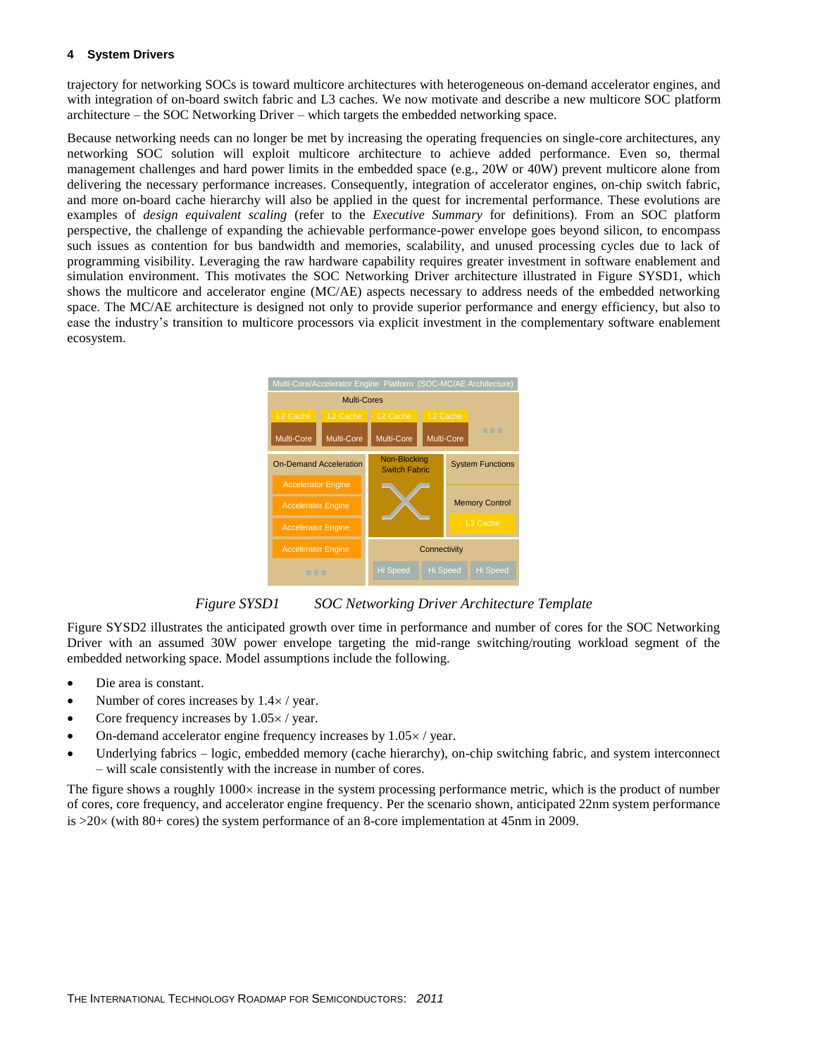trajectory for networking SOCs is toward multicore architectures with heterogeneous on-demand accelerator engines, and with integration of on-board switch fabric and L3 caches. We now motivate and describe a new multicore SOC platform architecture – the SOC Networking Driver – which targets the embedded networking space.

Because networking needs can no longer be met by increasing the operating frequencies on single-core architectures, any networking SOC solution will exploit multicore architecture to achieve added performance. Even so, thermal management challenges and hard power limits in the embedded space (e.g., 20W or 40W) prevent multicore alone from delivering the necessary performance increases. Consequently, integration of accelerator engines, on-chip switch fabric, and more on-board cache hierarchy will also be applied in the quest for incremental performance. These evolutions are examples of *design equivalent scaling* (refer to the *Executive Summary* for definitions). From an SOC platform perspective, the challenge of expanding the achievable performance-power envelope goes beyond silicon, to encompass such issues as contention for bus bandwidth and memories, scalability, and unused processing cycles due to lack of programming visibility. Leveraging the raw hardware capability requires greater investment in software enablement and simulation environment. This motivates the SOC Networking Driver architecture illustrated in Figure SYSD1, which shows the multicore and accelerator engine (MC/AE) aspects necessary to address needs of the embedded networking space. The MC/AE architecture is designed not only to provide superior performance and energy efficiency, but also to ease the industry's transition to multicore processors via explicit investment in the complementary software enablement ecosystem.

Multi-Core/Accelerator Engine Platform (SOC-MC/AE Architecture)

Multi-Cores: L2 Cache / Multi-Core (×4) ...

On-Demand Acceleration: Accelerator Engine (×4) ...

Non-Blocking Switch Fabric

System Functions; Memory Control; L3 Cache

Connectivity: Hi Speed / Hi Speed / Hi Speed

*Figure SYSD1 SOC Networking Driver Architecture Template*

Figure SYSD2 illustrates the anticipated growth over time in performance and number of cores for the SOC Networking Driver with an assumed 30W power envelope targeting the mid-range switching/routing workload segment of the embedded networking space. Model assumptions include the following.

- Die area is constant.
- Number of cores increases by 1.4× / year.
- Core frequency increases by 1.05× / year.
- On-demand accelerator engine frequency increases by 1.05× / year.
- Underlying fabrics – logic, embedded memory (cache hierarchy), on-chip switching fabric, and system interconnect – will scale consistently with the increase in number of cores.

The figure shows a roughly 1000× increase in the system processing performance metric, which is the product of number of cores, core frequency, and accelerator engine frequency. Per the scenario shown, anticipated 22nm system performance is >20× (with 80+ cores) the system performance of an 8-core implementation at 45nm in 2009.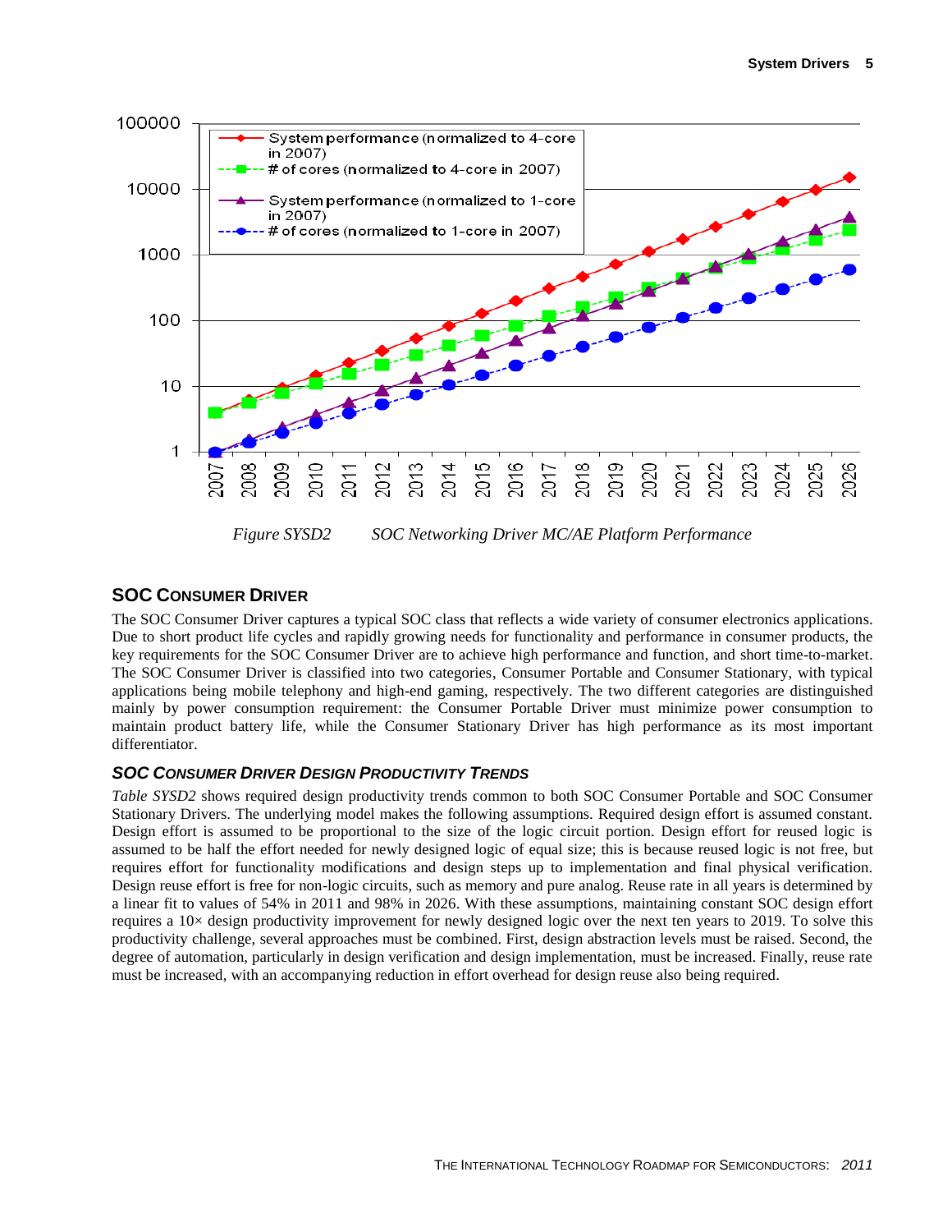Figure SYSD2 SOC Networking Driver MC/AE Platform Performance

## SOC CONSUMER DRIVER

The SOC Consumer Driver captures a typical SOC class that reflects a wide variety of consumer electronics applications. Due to short product life cycles and rapidly growing needs for functionality and performance in consumer products, the key requirements for the SOC Consumer Driver are to achieve high performance and function, and short time-to-market. The SOC Consumer Driver is classified into two categories, Consumer Portable and Consumer Stationary, with typical applications being mobile telephony and high-end gaming, respectively. The two different categories are distinguished mainly by power consumption requirement: the Consumer Portable Driver must minimize power consumption to maintain product battery life, while the Consumer Stationary Driver has high performance as its most important differentiator.

### *SOC CONSUMER DRIVER DESIGN PRODUCTIVITY TRENDS*

*Table SYSD2* shows required design productivity trends common to both SOC Consumer Portable and SOC Consumer Stationary Drivers. The underlying model makes the following assumptions. Required design effort is assumed constant. Design effort is assumed to be proportional to the size of the logic circuit portion. Design effort for reused logic is assumed to be half the effort needed for newly designed logic of equal size; this is because reused logic is not free, but requires effort for functionality modifications and design steps up to implementation and final physical verification. Design reuse effort is free for non-logic circuits, such as memory and pure analog. Reuse rate in all years is determined by a linear fit to values of 54% in 2011 and 98% in 2026. With these assumptions, maintaining constant SOC design effort requires a 10× design productivity improvement for newly designed logic over the next ten years to 2019. To solve this productivity challenge, several approaches must be combined. First, design abstraction levels must be raised. Second, the degree of automation, particularly in design verification and design implementation, must be increased. Finally, reuse rate must be increased, with an accompanying reduction in effort overhead for design reuse also being required.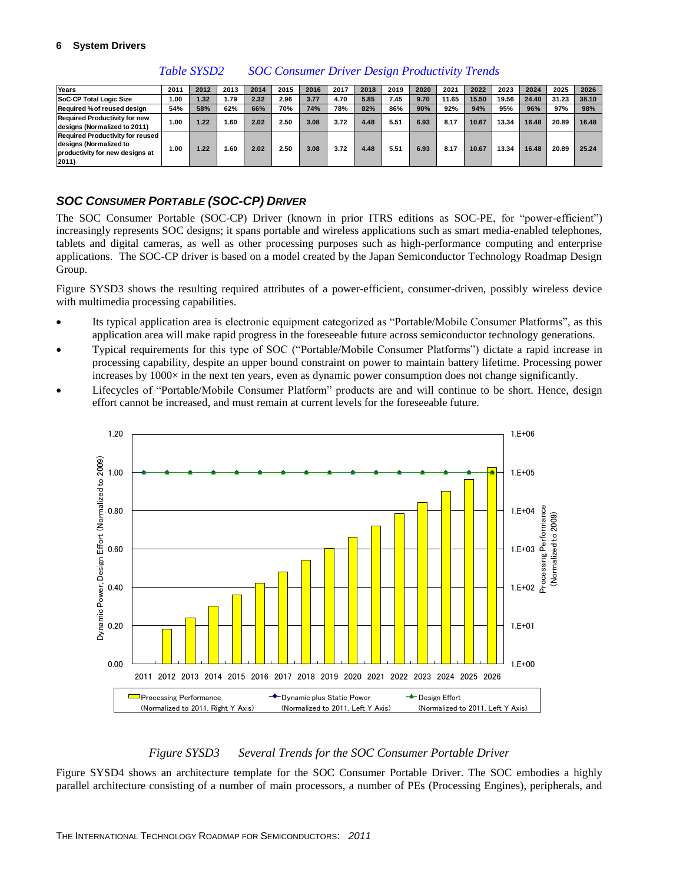*Table SYSD2 SOC Consumer Driver Design Productivity Trends*

| Years | 2011 | 2012 | 2013 | 2014 | 2015 | 2016 | 2017 | 2018 | 2019 | 2020 | 2021 | 2022 | 2023 | 2024 | 2025 | 2026 |
|---|---|---|---|---|---|---|---|---|---|---|---|---|---|---|---|---|
| SoC-CP Total Logic Size | 1.00 | 1.32 | 1.79 | 2.32 | 2.96 | 3.77 | 4.70 | 5.85 | 7.45 | 9.70 | 11.65 | 15.50 | 19.56 | 24.40 | 31.23 | 38.10 |
| Required %of reused design | 54% | 58% | 62% | 66% | 70% | 74% | 78% | 82% | 86% | 90% | 92% | 94% | 95% | 96% | 97% | 98% |
| Required Productivity for new designs (Normalized to 2011) | 1.00 | 1.22 | 1.60 | 2.02 | 2.50 | 3.08 | 3.72 | 4.48 | 5.51 | 6.93 | 8.17 | 10.67 | 13.34 | 16.48 | 20.89 | 16.48 |
| Required Productivity for reused designs (Normalized to productivity for new designs at 2011) | 1.00 | 1.22 | 1.60 | 2.02 | 2.50 | 3.08 | 3.72 | 4.48 | 5.51 | 6.93 | 8.17 | 10.67 | 13.34 | 16.48 | 20.89 | 25.24 |

### *SOC CONSUMER PORTABLE (SOC-CP) DRIVER*

The SOC Consumer Portable (SOC-CP) Driver (known in prior ITRS editions as SOC-PE, for "power-efficient") increasingly represents SOC designs; it spans portable and wireless applications such as smart media-enabled telephones, tablets and digital cameras, as well as other processing purposes such as high-performance computing and enterprise applications. The SOC-CP driver is based on a model created by the Japan Semiconductor Technology Roadmap Design Group.

Figure SYSD3 shows the resulting required attributes of a power-efficient, consumer-driven, possibly wireless device with multimedia processing capabilities.

- Its typical application area is electronic equipment categorized as "Portable/Mobile Consumer Platforms", as this application area will make rapid progress in the foreseeable future across semiconductor technology generations.
- Typical requirements for this type of SOC ("Portable/Mobile Consumer Platforms") dictate a rapid increase in processing capability, despite an upper bound constraint on power to maintain battery lifetime. Processing power increases by 1000× in the next ten years, even as dynamic power consumption does not change significantly.
- Lifecycles of "Portable/Mobile Consumer Platform" products are and will continue to be short. Hence, design effort cannot be increased, and must remain at current levels for the foreseeable future.

*Figure SYSD3 Several Trends for the SOC Consumer Portable Driver*

Figure SYSD4 shows an architecture template for the SOC Consumer Portable Driver. The SOC embodies a highly parallel architecture consisting of a number of main processors, a number of PEs (Processing Engines), peripherals, and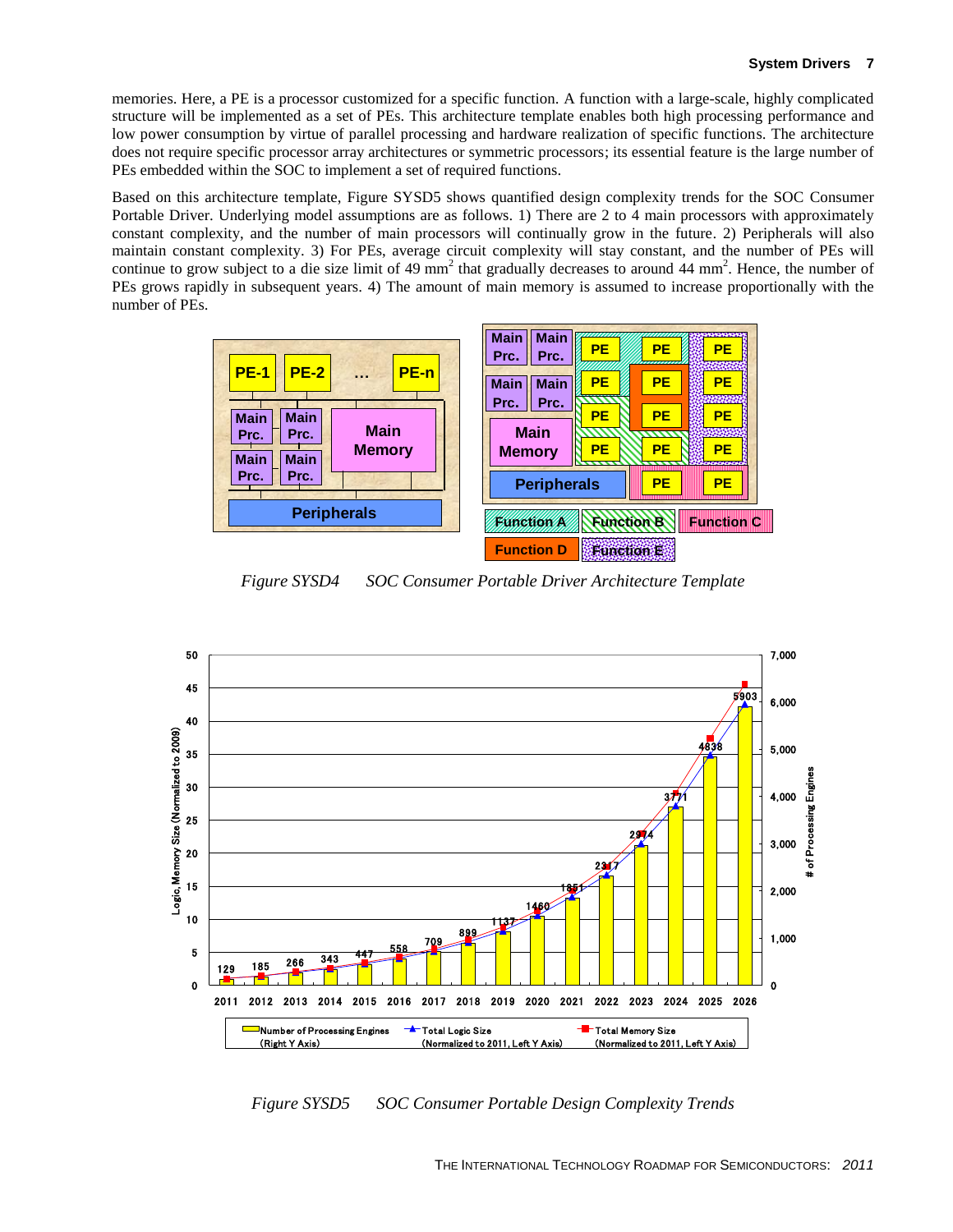memories. Here, a PE is a processor customized for a specific function. A function with a large-scale, highly complicated structure will be implemented as a set of PEs. This architecture template enables both high processing performance and low power consumption by virtue of parallel processing and hardware realization of specific functions. The architecture does not require specific processor array architectures or symmetric processors; its essential feature is the large number of PEs embedded within the SOC to implement a set of required functions.

Based on this architecture template, Figure SYSD5 shows quantified design complexity trends for the SOC Consumer Portable Driver. Underlying model assumptions are as follows. 1) There are 2 to 4 main processors with approximately constant complexity, and the number of main processors will continually grow in the future. 2) Peripherals will also maintain constant complexity. 3) For PEs, average circuit complexity will stay constant, and the number of PEs will continue to grow subject to a die size limit of 49 $mm^2$ that gradually decreases to around 44 $mm^2$. Hence, the number of PEs grows rapidly in subsequent years. 4) The amount of main memory is assumed to increase proportionally with the number of PEs.

*Figure SYSD4 SOC Consumer Portable Driver Architecture Template*

*Figure SYSD5 SOC Consumer Portable Design Complexity Trends*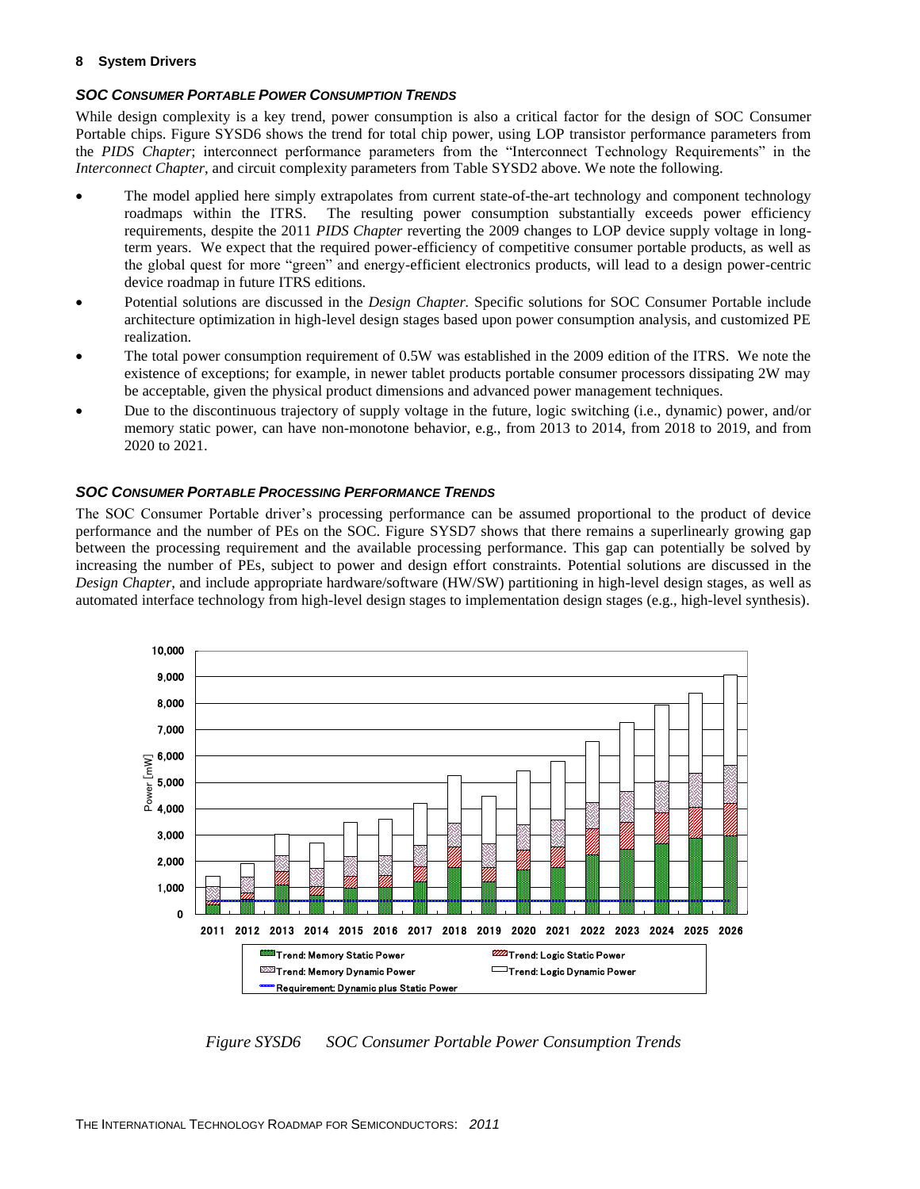### *SOC Consumer Portable Power Consumption Trends*

While design complexity is a key trend, power consumption is also a critical factor for the design of SOC Consumer Portable chips. Figure SYSD6 shows the trend for total chip power, using LOP transistor performance parameters from the *PIDS Chapter*; interconnect performance parameters from the "Interconnect Technology Requirements" in the *Interconnect Chapter*, and circuit complexity parameters from Table SYSD2 above. We note the following.

- The model applied here simply extrapolates from current state-of-the-art technology and component technology roadmaps within the ITRS. The resulting power consumption substantially exceeds power efficiency requirements, despite the 2011 *PIDS Chapter* reverting the 2009 changes to LOP device supply voltage in long-term years. We expect that the required power-efficiency of competitive consumer portable products, as well as the global quest for more "green" and energy-efficient electronics products, will lead to a design power-centric device roadmap in future ITRS editions.
- Potential solutions are discussed in the *Design Chapter.* Specific solutions for SOC Consumer Portable include architecture optimization in high-level design stages based upon power consumption analysis, and customized PE realization.
- The total power consumption requirement of 0.5W was established in the 2009 edition of the ITRS. We note the existence of exceptions; for example, in newer tablet products portable consumer processors dissipating 2W may be acceptable, given the physical product dimensions and advanced power management techniques.
- Due to the discontinuous trajectory of supply voltage in the future, logic switching (i.e., dynamic) power, and/or memory static power, can have non-monotone behavior, e.g., from 2013 to 2014, from 2018 to 2019, and from 2020 to 2021.

### *SOC Consumer Portable Processing Performance Trends*

The SOC Consumer Portable driver's processing performance can be assumed proportional to the product of device performance and the number of PEs on the SOC. Figure SYSD7 shows that there remains a superlinearly growing gap between the processing requirement and the available processing performance. This gap can potentially be solved by increasing the number of PEs, subject to power and design effort constraints. Potential solutions are discussed in the *Design Chapter*, and include appropriate hardware/software (HW/SW) partitioning in high-level design stages, as well as automated interface technology from high-level design stages to implementation design stages (e.g., high-level synthesis).

*Figure SYSD6 SOC Consumer Portable Power Consumption Trends*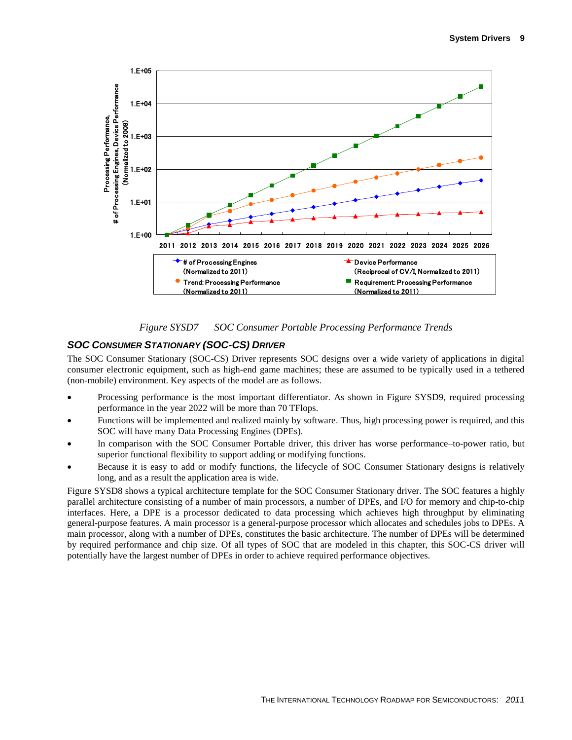Figure SYSD7 SOC Consumer Portable Processing Performance Trends

### SOC CONSUMER STATIONARY (SOC-CS) DRIVER

The SOC Consumer Stationary (SOC-CS) Driver represents SOC designs over a wide variety of applications in digital consumer electronic equipment, such as high-end game machines; these are assumed to be typically used in a tethered (non-mobile) environment. Key aspects of the model are as follows.

- Processing performance is the most important differentiator. As shown in Figure SYSD9, required processing performance in the year 2022 will be more than 70 TFlops.
- Functions will be implemented and realized mainly by software. Thus, high processing power is required, and this SOC will have many Data Processing Engines (DPEs).
- In comparison with the SOC Consumer Portable driver, this driver has worse performance–to-power ratio, but superior functional flexibility to support adding or modifying functions.
- Because it is easy to add or modify functions, the lifecycle of SOC Consumer Stationary designs is relatively long, and as a result the application area is wide.

Figure SYSD8 shows a typical architecture template for the SOC Consumer Stationary driver. The SOC features a highly parallel architecture consisting of a number of main processors, a number of DPEs, and I/O for memory and chip-to-chip interfaces. Here, a DPE is a processor dedicated to data processing which achieves high throughput by eliminating general-purpose features. A main processor is a general-purpose processor which allocates and schedules jobs to DPEs. A main processor, along with a number of DPEs, constitutes the basic architecture. The number of DPEs will be determined by required performance and chip size. Of all types of SOC that are modeled in this chapter, this SOC-CS driver will potentially have the largest number of DPEs in order to achieve required performance objectives.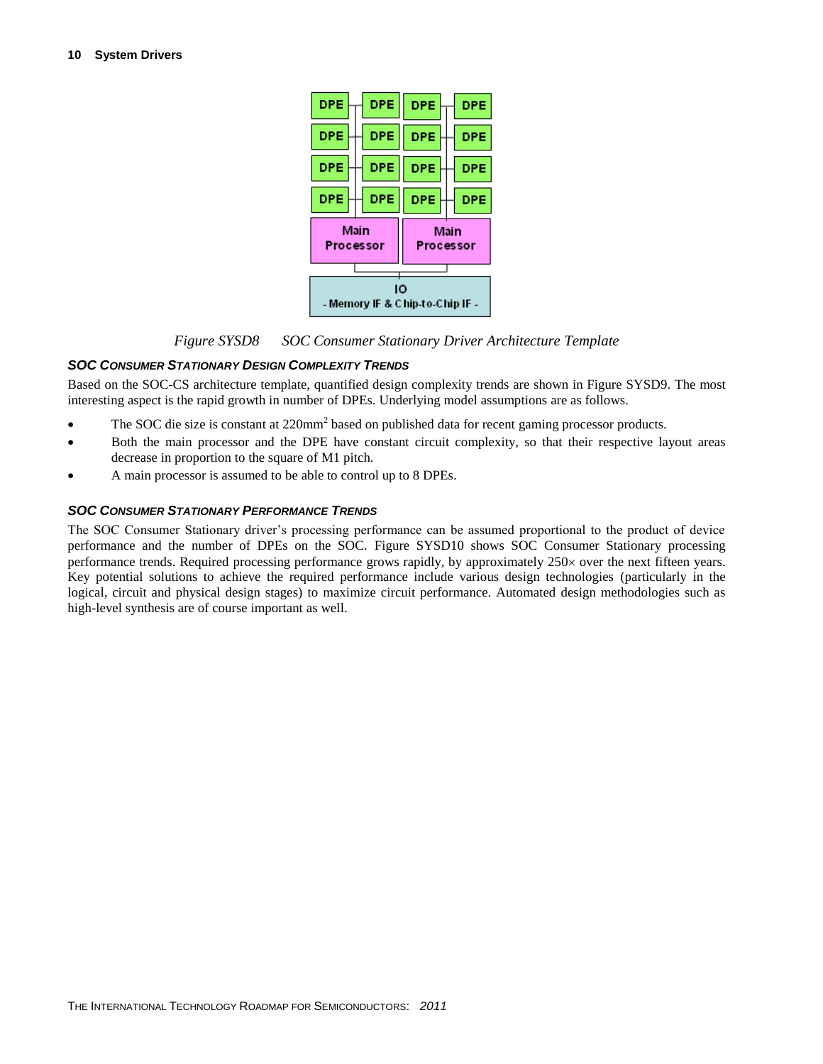Figure SYSD8 SOC Consumer Stationary Driver Architecture Template

### SOC Consumer Stationary Design Complexity Trends

Based on the SOC-CS architecture template, quantified design complexity trends are shown in Figure SYSD9. The most interesting aspect is the rapid growth in number of DPEs. Underlying model assumptions are as follows.

- The SOC die size is constant at 220mm$^2$ based on published data for recent gaming processor products.
- Both the main processor and the DPE have constant circuit complexity, so that their respective layout areas decrease in proportion to the square of M1 pitch.
- A main processor is assumed to be able to control up to 8 DPEs.

### SOC Consumer Stationary Performance Trends

The SOC Consumer Stationary driver's processing performance can be assumed proportional to the product of device performance and the number of DPEs on the SOC. Figure SYSD10 shows SOC Consumer Stationary processing performance trends. Required processing performance grows rapidly, by approximately 250× over the next fifteen years. Key potential solutions to achieve the required performance include various design technologies (particularly in the logical, circuit and physical design stages) to maximize circuit performance. Automated design methodologies such as high-level synthesis are of course important as well.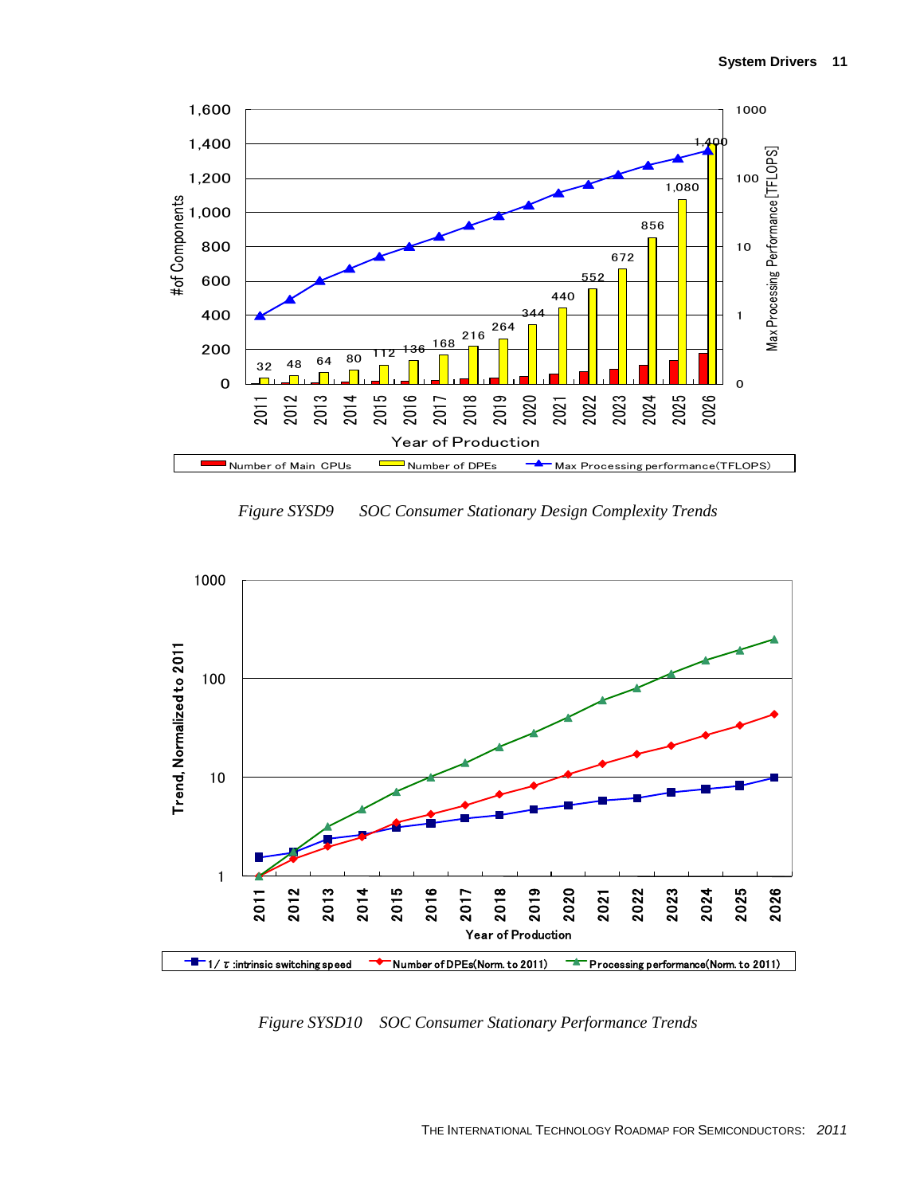Figure SYSD9 SOC Consumer Stationary Design Complexity Trends

Figure SYSD10 SOC Consumer Stationary Performance Trends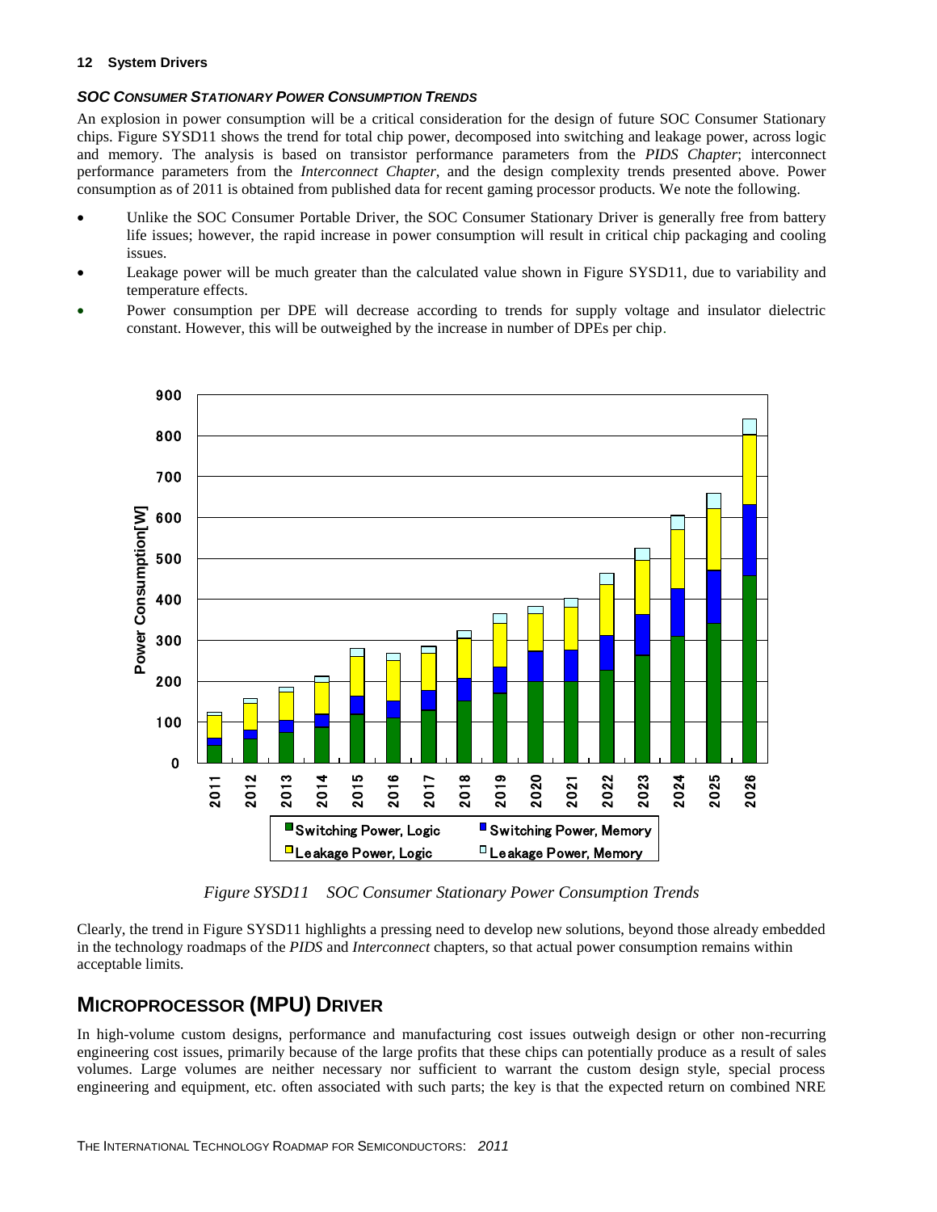### *SOC Consumer Stationary Power Consumption Trends*

An explosion in power consumption will be a critical consideration for the design of future SOC Consumer Stationary chips. Figure SYSD11 shows the trend for total chip power, decomposed into switching and leakage power, across logic and memory. The analysis is based on transistor performance parameters from the *PIDS Chapter*; interconnect performance parameters from the *Interconnect Chapter*, and the design complexity trends presented above. Power consumption as of 2011 is obtained from published data for recent gaming processor products. We note the following.

- Unlike the SOC Consumer Portable Driver, the SOC Consumer Stationary Driver is generally free from battery life issues; however, the rapid increase in power consumption will result in critical chip packaging and cooling issues.
- Leakage power will be much greater than the calculated value shown in Figure SYSD11, due to variability and temperature effects.
- Power consumption per DPE will decrease according to trends for supply voltage and insulator dielectric constant. However, this will be outweighed by the increase in number of DPEs per chip.

*Figure SYSD11 SOC Consumer Stationary Power Consumption Trends*

Clearly, the trend in Figure SYSD11 highlights a pressing need to develop new solutions, beyond those already embedded in the technology roadmaps of the *PIDS* and *Interconnect* chapters, so that actual power consumption remains within acceptable limits.

## Microprocessor (MPU) Driver

In high-volume custom designs, performance and manufacturing cost issues outweigh design or other non-recurring engineering cost issues, primarily because of the large profits that these chips can potentially produce as a result of sales volumes. Large volumes are neither necessary nor sufficient to warrant the custom design style, special process engineering and equipment, etc. often associated with such parts; the key is that the expected return on combined NRE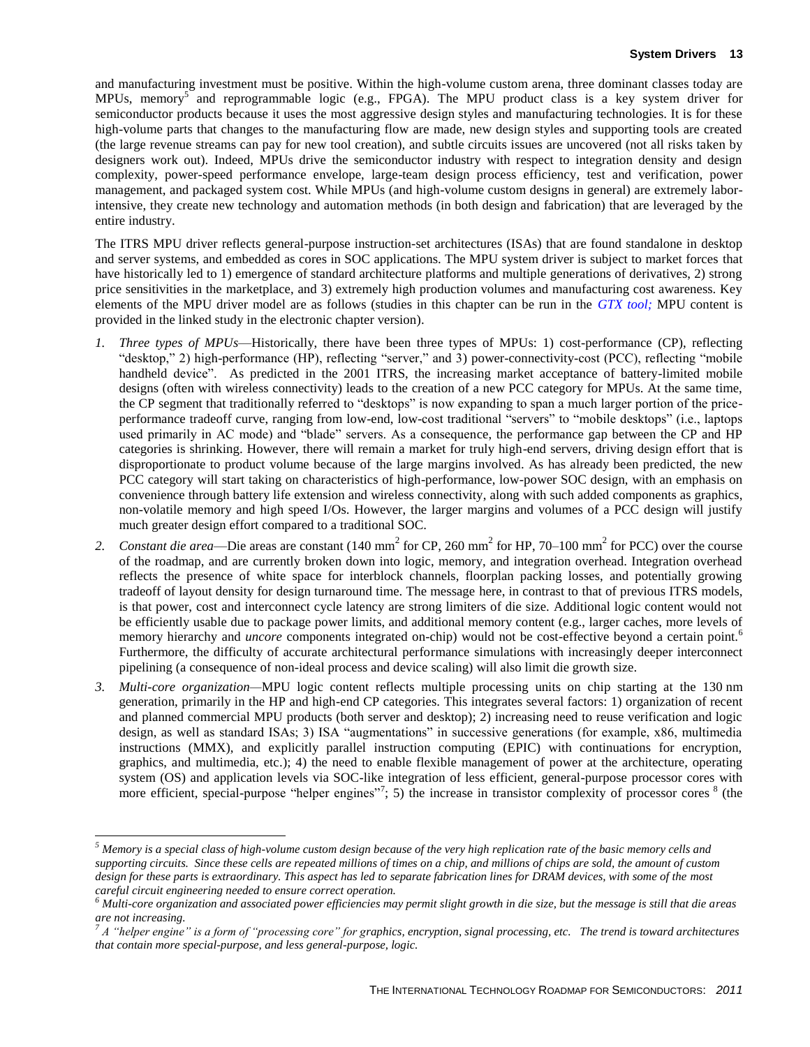and manufacturing investment must be positive. Within the high-volume custom arena, three dominant classes today are MPUs, memory[5] and reprogrammable logic (e.g., FPGA). The MPU product class is a key system driver for semiconductor products because it uses the most aggressive design styles and manufacturing technologies. It is for these high-volume parts that changes to the manufacturing flow are made, new design styles and supporting tools are created (the large revenue streams can pay for new tool creation), and subtle circuits issues are uncovered (not all risks taken by designers work out). Indeed, MPUs drive the semiconductor industry with respect to integration density and design complexity, power-speed performance envelope, large-team design process efficiency, test and verification, power management, and packaged system cost. While MPUs (and high-volume custom designs in general) are extremely labor-intensive, they create new technology and automation methods (in both design and fabrication) that are leveraged by the entire industry.

The ITRS MPU driver reflects general-purpose instruction-set architectures (ISAs) that are found standalone in desktop and server systems, and embedded as cores in SOC applications. The MPU system driver is subject to market forces that have historically led to 1) emergence of standard architecture platforms and multiple generations of derivatives, 2) strong price sensitivities in the marketplace, and 3) extremely high production volumes and manufacturing cost awareness. Key elements of the MPU driver model are as follows (studies in this chapter can be run in the *GTX tool;* MPU content is provided in the linked study in the electronic chapter version).

1. *Three types of MPUs*—Historically, there have been three types of MPUs: 1) cost-performance (CP), reflecting "desktop," 2) high-performance (HP), reflecting "server," and 3) power-connectivity-cost (PCC), reflecting "mobile handheld device". As predicted in the 2001 ITRS, the increasing market acceptance of battery-limited mobile designs (often with wireless connectivity) leads to the creation of a new PCC category for MPUs. At the same time, the CP segment that traditionally referred to "desktops" is now expanding to span a much larger portion of the price-performance tradeoff curve, ranging from low-end, low-cost traditional "servers" to "mobile desktops" (i.e., laptops used primarily in AC mode) and "blade" servers. As a consequence, the performance gap between the CP and HP categories is shrinking. However, there will remain a market for truly high-end servers, driving design effort that is disproportionate to product volume because of the large margins involved. As has already been predicted, the new PCC category will start taking on characteristics of high-performance, low-power SOC design, with an emphasis on convenience through battery life extension and wireless connectivity, along with such added components as graphics, non-volatile memory and high speed I/Os. However, the larger margins and volumes of a PCC design will justify much greater design effort compared to a traditional SOC.
2. *Constant die area*—Die areas are constant (140 mm$^2$ for CP, 260 mm$^2$ for HP, 70–100 mm$^2$ for PCC) over the course of the roadmap, and are currently broken down into logic, memory, and integration overhead. Integration overhead reflects the presence of white space for interblock channels, floorplan packing losses, and potentially growing tradeoff of layout density for design turnaround time. The message here, in contrast to that of previous ITRS models, is that power, cost and interconnect cycle latency are strong limiters of die size. Additional logic content would not be efficiently usable due to package power limits, and additional memory content (e.g., larger caches, more levels of memory hierarchy and *uncore* components integrated on-chip) would not be cost-effective beyond a certain point.[6] Furthermore, the difficulty of accurate architectural performance simulations with increasingly deeper interconnect pipelining (a consequence of non-ideal process and device scaling) will also limit die growth size.
3. *Multi-core organization*—MPU logic content reflects multiple processing units on chip starting at the 130 nm generation, primarily in the HP and high-end CP categories. This integrates several factors: 1) organization of recent and planned commercial MPU products (both server and desktop); 2) increasing need to reuse verification and logic design, as well as standard ISAs; 3) ISA "augmentations" in successive generations (for example, x86, multimedia instructions (MMX), and explicitly parallel instruction computing (EPIC) with continuations for encryption, graphics, and multimedia, etc.); 4) the need to enable flexible management of power at the architecture, operating system (OS) and application levels via SOC-like integration of less efficient, general-purpose processor cores with more efficient, special-purpose "helper engines"[7]; 5) the increase in transistor complexity of processor cores [8] (the

---

[5] *Memory is a special class of high-volume custom design because of the very high replication rate of the basic memory cells and supporting circuits. Since these cells are repeated millions of times on a chip, and millions of chips are sold, the amount of custom design for these parts is extraordinary. This aspect has led to separate fabrication lines for DRAM devices, with some of the most careful circuit engineering needed to ensure correct operation.*

[6] *Multi-core organization and associated power efficiencies may permit slight growth in die size, but the message is still that die areas are not increasing.*

[7] *A "helper engine" is a form of "processing core" for graphics, encryption, signal processing, etc. The trend is toward architectures that contain more special-purpose, and less general-purpose, logic.*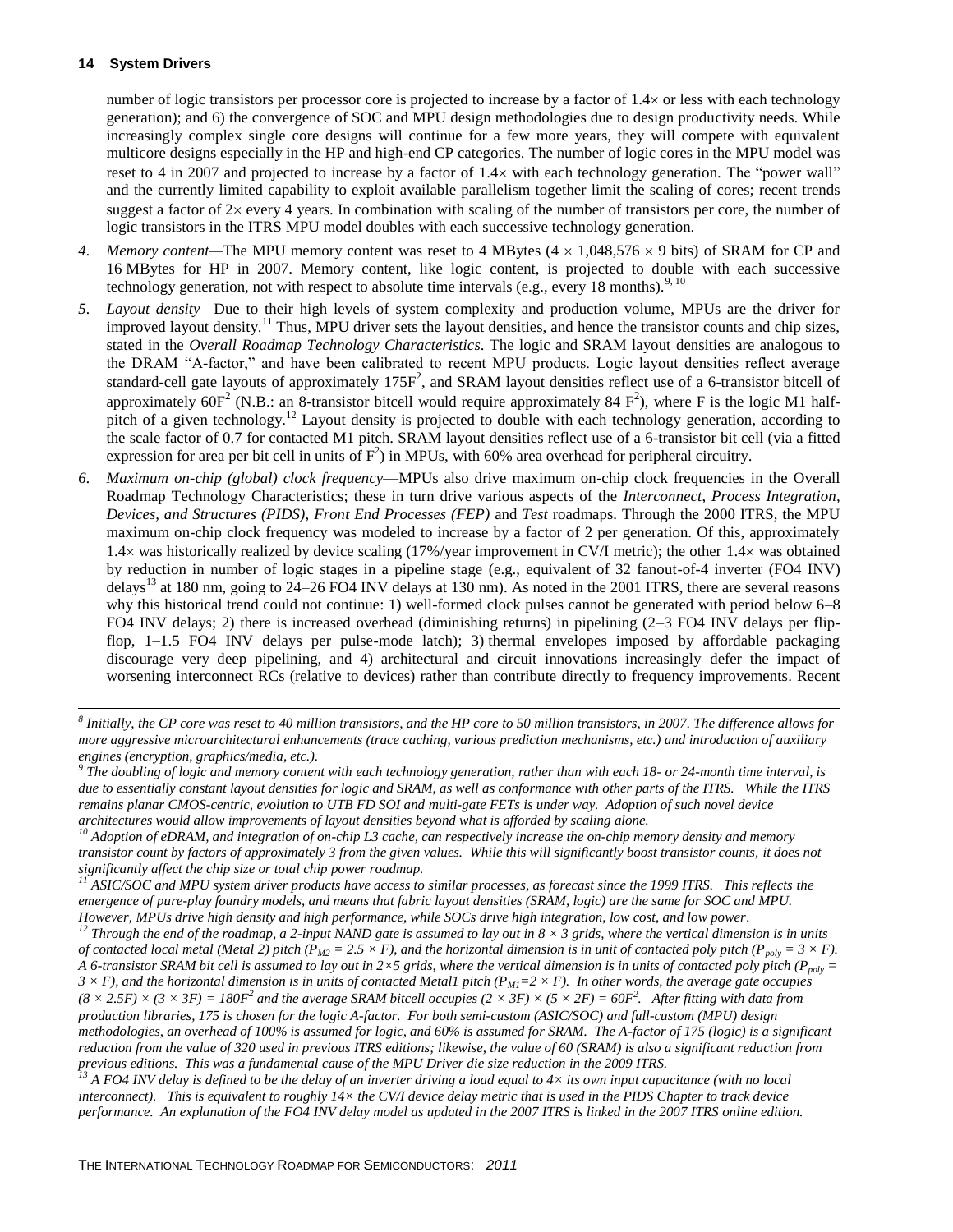number of logic transistors per processor core is projected to increase by a factor of 1.4× or less with each technology generation); and 6) the convergence of SOC and MPU design methodologies due to design productivity needs. While increasingly complex single core designs will continue for a few more years, they will compete with equivalent multicore designs especially in the HP and high-end CP categories. The number of logic cores in the MPU model was reset to 4 in 2007 and projected to increase by a factor of 1.4× with each technology generation. The "power wall" and the currently limited capability to exploit available parallelism together limit the scaling of cores; recent trends suggest a factor of 2× every 4 years. In combination with scaling of the number of transistors per core, the number of logic transistors in the ITRS MPU model doubles with each successive technology generation.

4. *Memory content*—The MPU memory content was reset to 4 MBytes (4 × 1,048,576 × 9 bits) of SRAM for CP and 16 MBytes for HP in 2007. Memory content, like logic content, is projected to double with each successive technology generation, not with respect to absolute time intervals (e.g., every 18 months).[9, 10]

5. *Layout density*—Due to their high levels of system complexity and production volume, MPUs are the driver for improved layout density.[11] Thus, MPU driver sets the layout densities, and hence the transistor counts and chip sizes, stated in the *Overall Roadmap Technology Characteristics*. The logic and SRAM layout densities are analogous to the DRAM "A-factor," and have been calibrated to recent MPU products. Logic layout densities reflect average standard-cell gate layouts of approximately $175F^2$, and SRAM layout densities reflect use of a 6-transistor bitcell of approximately $60F^2$ (N.B.: an 8-transistor bitcell would require approximately 84 $F^2$), where F is the logic M1 half-pitch of a given technology.[12] Layout density is projected to double with each technology generation, according to the scale factor of 0.7 for contacted M1 pitch. SRAM layout densities reflect use of a 6-transistor bit cell (via a fitted expression for area per bit cell in units of $F^2$) in MPUs, with 60% area overhead for peripheral circuitry.

6. *Maximum on-chip (global) clock frequency*—MPUs also drive maximum on-chip clock frequencies in the Overall Roadmap Technology Characteristics; these in turn drive various aspects of the *Interconnect*, *Process Integration, Devices, and Structures (PIDS), Front End Processes (FEP)* and *Test* roadmaps. Through the 2000 ITRS, the MPU maximum on-chip clock frequency was modeled to increase by a factor of 2 per generation. Of this, approximately 1.4× was historically realized by device scaling (17%/year improvement in CV/I metric); the other 1.4× was obtained by reduction in number of logic stages in a pipeline stage (e.g., equivalent of 32 fanout-of-4 inverter (FO4 INV) delays[13] at 180 nm, going to 24–26 FO4 INV delays at 130 nm). As noted in the 2001 ITRS, there are several reasons why this historical trend could not continue: 1) well-formed clock pulses cannot be generated with period below 6–8 FO4 INV delays; 2) there is increased overhead (diminishing returns) in pipelining (2–3 FO4 INV delays per flip-flop, 1–1.5 FO4 INV delays per pulse-mode latch); 3) thermal envelopes imposed by affordable packaging discourage very deep pipelining, and 4) architectural and circuit innovations increasingly defer the impact of worsening interconnect RCs (relative to devices) rather than contribute directly to frequency improvements. Recent

---

*[8] Initially, the CP core was reset to 40 million transistors, and the HP core to 50 million transistors, in 2007. The difference allows for more aggressive microarchitectural enhancements (trace caching, various prediction mechanisms, etc.) and introduction of auxiliary engines (encryption, graphics/media, etc.).*

*[9] The doubling of logic and memory content with each technology generation, rather than with each 18- or 24-month time interval, is due to essentially constant layout densities for logic and SRAM, as well as conformance with other parts of the ITRS. While the ITRS remains planar CMOS-centric, evolution to UTB FD SOI and multi-gate FETs is under way. Adoption of such novel device architectures would allow improvements of layout densities beyond what is afforded by scaling alone.*

*[10] Adoption of eDRAM, and integration of on-chip L3 cache, can respectively increase the on-chip memory density and memory transistor count by factors of approximately 3 from the given values. While this will significantly boost transistor counts, it does not significantly affect the chip size or total chip power roadmap.*

*[11] ASIC/SOC and MPU system driver products have access to similar processes, as forecast since the 1999 ITRS. This reflects the emergence of pure-play foundry models, and means that fabric layout densities (SRAM, logic) are the same for SOC and MPU. However, MPUs drive high density and high performance, while SOCs drive high integration, low cost, and low power.*

*[12] Through the end of the roadmap, a 2-input NAND gate is assumed to lay out in 8 × 3 grids, where the vertical dimension is in units of contacted local metal (Metal 2) pitch ($P_{M2} = 2.5 \times F$), and the horizontal dimension is in unit of contacted poly pitch ($P_{poly} = 3 \times F$). A 6-transistor SRAM bit cell is assumed to lay out in 2×5 grids, where the vertical dimension is in units of contacted poly pitch ($P_{poly} = 3 \times F$), and the horizontal dimension is in units of contacted Metal1 pitch ($P_{M1}=2 \times F$). In other words, the average gate occupies $(8 \times 2.5F) \times (3 \times 3F) = 180F^2$ and the average SRAM bitcell occupies $(2 \times 3F) \times (5 \times 2F) = 60F^2$. After fitting with data from production libraries, 175 is chosen for the logic A-factor. For both semi-custom (ASIC/SOC) and full-custom (MPU) design methodologies, an overhead of 100% is assumed for logic, and 60% is assumed for SRAM. The A-factor of 175 (logic) is a significant reduction from the value of 320 used in previous ITRS editions; likewise, the value of 60 (SRAM) is also a significant reduction from previous editions. This was a fundamental cause of the MPU Driver die size reduction in the 2009 ITRS.*

*[13] A FO4 INV delay is defined to be the delay of an inverter driving a load equal to 4× its own input capacitance (with no local interconnect). This is equivalent to roughly 14× the CV/I device delay metric that is used in the PIDS Chapter to track device performance. An explanation of the FO4 INV delay model as updated in the 2007 ITRS is linked in the 2007 ITRS online edition.*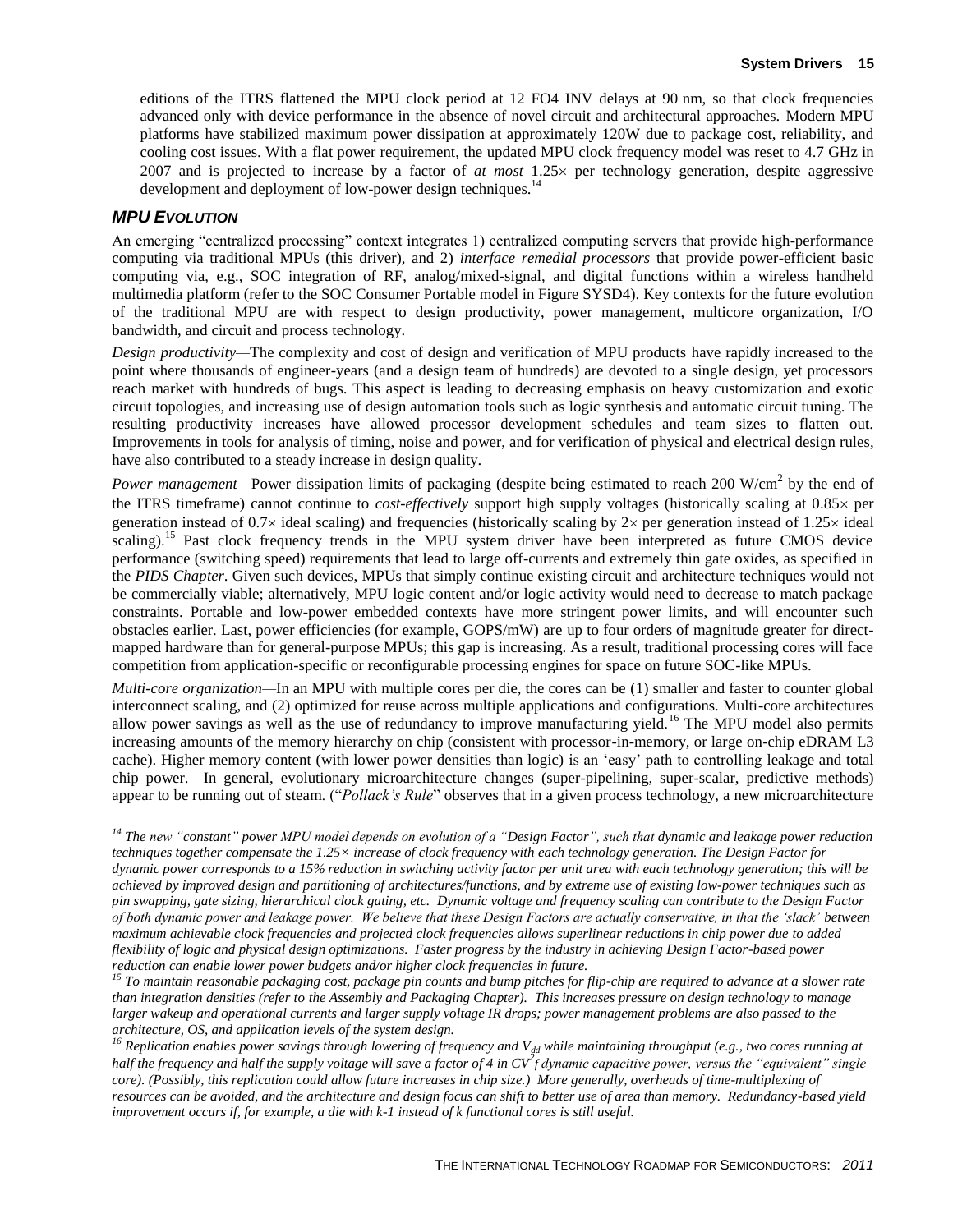editions of the ITRS flattened the MPU clock period at 12 FO4 INV delays at 90 nm, so that clock frequencies advanced only with device performance in the absence of novel circuit and architectural approaches. Modern MPU platforms have stabilized maximum power dissipation at approximately 120W due to package cost, reliability, and cooling cost issues. With a flat power requirement, the updated MPU clock frequency model was reset to 4.7 GHz in 2007 and is projected to increase by a factor of *at most* 1.25× per technology generation, despite aggressive development and deployment of low-power design techniques.[14]

### *MPU EVOLUTION*

An emerging "centralized processing" context integrates 1) centralized computing servers that provide high-performance computing via traditional MPUs (this driver), and 2) *interface remedial processors* that provide power-efficient basic computing via, e.g., SOC integration of RF, analog/mixed-signal, and digital functions within a wireless handheld multimedia platform (refer to the SOC Consumer Portable model in Figure SYSD4). Key contexts for the future evolution of the traditional MPU are with respect to design productivity, power management, multicore organization, I/O bandwidth, and circuit and process technology.

*Design productivity*—The complexity and cost of design and verification of MPU products have rapidly increased to the point where thousands of engineer-years (and a design team of hundreds) are devoted to a single design, yet processors reach market with hundreds of bugs. This aspect is leading to decreasing emphasis on heavy customization and exotic circuit topologies, and increasing use of design automation tools such as logic synthesis and automatic circuit tuning. The resulting productivity increases have allowed processor development schedules and team sizes to flatten out. Improvements in tools for analysis of timing, noise and power, and for verification of physical and electrical design rules, have also contributed to a steady increase in design quality.

*Power management*—Power dissipation limits of packaging (despite being estimated to reach 200 W/cm$^2$ by the end of the ITRS timeframe) cannot continue to *cost-effectively* support high supply voltages (historically scaling at 0.85× per generation instead of 0.7× ideal scaling) and frequencies (historically scaling by 2× per generation instead of 1.25× ideal scaling).[15] Past clock frequency trends in the MPU system driver have been interpreted as future CMOS device performance (switching speed) requirements that lead to large off-currents and extremely thin gate oxides, as specified in the *PIDS Chapter*. Given such devices, MPUs that simply continue existing circuit and architecture techniques would not be commercially viable; alternatively, MPU logic content and/or logic activity would need to decrease to match package constraints. Portable and low-power embedded contexts have more stringent power limits, and will encounter such obstacles earlier. Last, power efficiencies (for example, GOPS/mW) are up to four orders of magnitude greater for direct-mapped hardware than for general-purpose MPUs; this gap is increasing. As a result, traditional processing cores will face competition from application-specific or reconfigurable processing engines for space on future SOC-like MPUs.

*Multi-core organization*—In an MPU with multiple cores per die, the cores can be (1) smaller and faster to counter global interconnect scaling, and (2) optimized for reuse across multiple applications and configurations. Multi-core architectures allow power savings as well as the use of redundancy to improve manufacturing yield.[16] The MPU model also permits increasing amounts of the memory hierarchy on chip (consistent with processor-in-memory, or large on-chip eDRAM L3 cache). Higher memory content (with lower power densities than logic) is an 'easy' path to controlling leakage and total chip power. In general, evolutionary microarchitecture changes (super-pipelining, super-scalar, predictive methods) appear to be running out of steam. ("*Pollack's Rule*" observes that in a given process technology, a new microarchitecture

---

*[14] The new "constant" power MPU model depends on evolution of a "Design Factor", such that dynamic and leakage power reduction techniques together compensate the 1.25× increase of clock frequency with each technology generation. The Design Factor for dynamic power corresponds to a 15% reduction in switching activity factor per unit area with each technology generation; this will be achieved by improved design and partitioning of architectures/functions, and by extreme use of existing low-power techniques such as pin swapping, gate sizing, hierarchical clock gating, etc. Dynamic voltage and frequency scaling can contribute to the Design Factor of both dynamic power and leakage power. We believe that these Design Factors are actually conservative, in that the 'slack' between maximum achievable clock frequencies and projected clock frequencies allows superlinear reductions in chip power due to added flexibility of logic and physical design optimizations. Faster progress by the industry in achieving Design Factor-based power reduction can enable lower power budgets and/or higher clock frequencies in future.*

*[15] To maintain reasonable packaging cost, package pin counts and bump pitches for flip-chip are required to advance at a slower rate than integration densities (refer to the Assembly and Packaging Chapter). This increases pressure on design technology to manage larger wakeup and operational currents and larger supply voltage IR drops; power management problems are also passed to the architecture, OS, and application levels of the system design.*

*[16] Replication enables power savings through lowering of frequency and $V_{dd}$ while maintaining throughput (e.g., two cores running at half the frequency and half the supply voltage will save a factor of 4 in $CV^2f$ dynamic capacitive power, versus the "equivalent" single core). (Possibly, this replication could allow future increases in chip size.) More generally, overheads of time-multiplexing of resources can be avoided, and the architecture and design focus can shift to better use of area than memory. Redundancy-based yield improvement occurs if, for example, a die with k-1 instead of k functional cores is still useful.*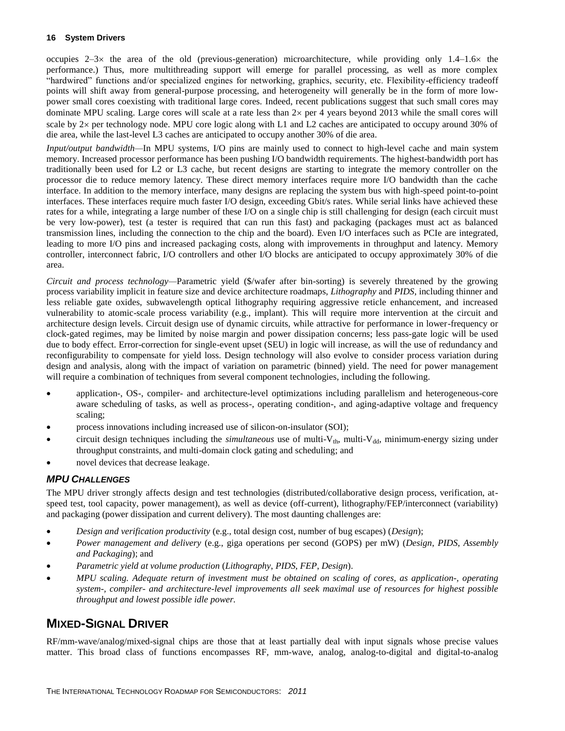occupies 2–3× the area of the old (previous-generation) microarchitecture, while providing only 1.4–1.6× the performance.) Thus, more multithreading support will emerge for parallel processing, as well as more complex "hardwired" functions and/or specialized engines for networking, graphics, security, etc. Flexibility-efficiency tradeoff points will shift away from general-purpose processing, and heterogeneity will generally be in the form of more low-power small cores coexisting with traditional large cores. Indeed, recent publications suggest that such small cores may dominate MPU scaling. Large cores will scale at a rate less than 2× per 4 years beyond 2013 while the small cores will scale by 2× per technology node. MPU core logic along with L1 and L2 caches are anticipated to occupy around 30% of die area, while the last-level L3 caches are anticipated to occupy another 30% of die area.

*Input/output bandwidth*—In MPU systems, I/O pins are mainly used to connect to high-level cache and main system memory. Increased processor performance has been pushing I/O bandwidth requirements. The highest-bandwidth port has traditionally been used for L2 or L3 cache, but recent designs are starting to integrate the memory controller on the processor die to reduce memory latency. These direct memory interfaces require more I/O bandwidth than the cache interface. In addition to the memory interface, many designs are replacing the system bus with high-speed point-to-point interfaces. These interfaces require much faster I/O design, exceeding Gbit/s rates. While serial links have achieved these rates for a while, integrating a large number of these I/O on a single chip is still challenging for design (each circuit must be very low-power), test (a tester is required that can run this fast) and packaging (packages must act as balanced transmission lines, including the connection to the chip and the board). Even I/O interfaces such as PCIe are integrated, leading to more I/O pins and increased packaging costs, along with improvements in throughput and latency. Memory controller, interconnect fabric, I/O controllers and other I/O blocks are anticipated to occupy approximately 30% of die area.

*Circuit and process technology*—Parametric yield ($/wafer after bin-sorting) is severely threatened by the growing process variability implicit in feature size and device architecture roadmaps, *Lithography* and *PIDS*, including thinner and less reliable gate oxides, subwavelength optical lithography requiring aggressive reticle enhancement, and increased vulnerability to atomic-scale process variability (e.g., implant). This will require more intervention at the circuit and architecture design levels. Circuit design use of dynamic circuits, while attractive for performance in lower-frequency or clock-gated regimes, may be limited by noise margin and power dissipation concerns; less pass-gate logic will be used due to body effect. Error-correction for single-event upset (SEU) in logic will increase, as will the use of redundancy and reconfigurability to compensate for yield loss. Design technology will also evolve to consider process variation during design and analysis, along with the impact of variation on parametric (binned) yield. The need for power management will require a combination of techniques from several component technologies, including the following.

- application-, OS-, compiler- and architecture-level optimizations including parallelism and heterogeneous-core aware scheduling of tasks, as well as process-, operating condition-, and aging-adaptive voltage and frequency scaling;
- process innovations including increased use of silicon-on-insulator (SOI);
- circuit design techniques including the *simultaneous* use of multi-$V_{th}$, multi-$V_{dd}$, minimum-energy sizing under throughput constraints, and multi-domain clock gating and scheduling; and
- novel devices that decrease leakage.

### MPU Challenges

The MPU driver strongly affects design and test technologies (distributed/collaborative design process, verification, at-speed test, tool capacity, power management), as well as device (off-current), lithography/FEP/interconnect (variability) and packaging (power dissipation and current delivery). The most daunting challenges are:

- *Design and verification productivity* (e.g., total design cost, number of bug escapes) (*Design*);
- *Power management and delivery* (e.g., giga operations per second (GOPS) per mW) (*Design*, *PIDS*, *Assembly and Packaging*); and
- *Parametric yield at volume production* (*Lithography*, *PIDS*, *FEP*, *Design*).
- *MPU scaling. Adequate return of investment must be obtained on scaling of cores, as application-, operating system-, compiler- and architecture-level improvements all seek maximal use of resources for highest possible throughput and lowest possible idle power.*

## Mixed-Signal Driver

RF/mm-wave/analog/mixed-signal chips are those that at least partially deal with input signals whose precise values matter. This broad class of functions encompasses RF, mm-wave, analog, analog-to-digital and digital-to-analog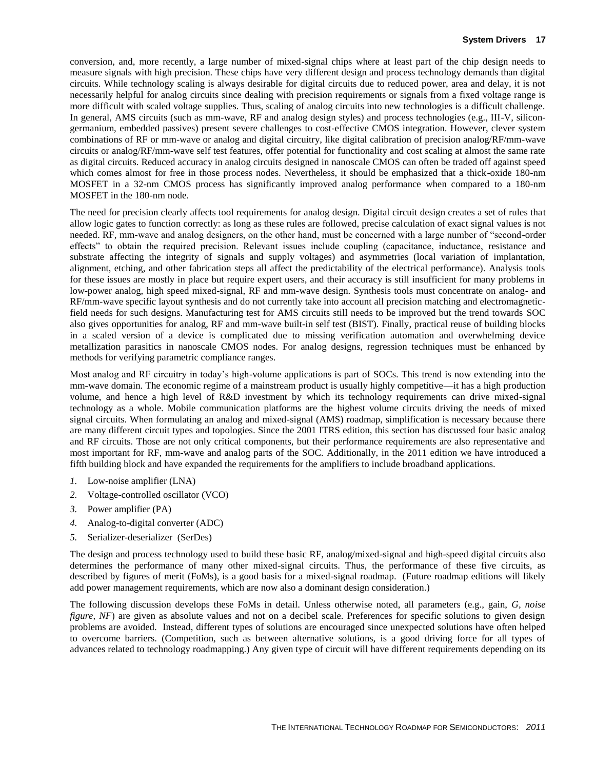conversion, and, more recently, a large number of mixed-signal chips where at least part of the chip design needs to measure signals with high precision. These chips have very different design and process technology demands than digital circuits. While technology scaling is always desirable for digital circuits due to reduced power, area and delay, it is not necessarily helpful for analog circuits since dealing with precision requirements or signals from a fixed voltage range is more difficult with scaled voltage supplies. Thus, scaling of analog circuits into new technologies is a difficult challenge. In general, AMS circuits (such as mm-wave, RF and analog design styles) and process technologies (e.g., III-V, silicon-germanium, embedded passives) present severe challenges to cost-effective CMOS integration. However, clever system combinations of RF or mm-wave or analog and digital circuitry, like digital calibration of precision analog/RF/mm-wave circuits or analog/RF/mm-wave self test features, offer potential for functionality and cost scaling at almost the same rate as digital circuits. Reduced accuracy in analog circuits designed in nanoscale CMOS can often be traded off against speed which comes almost for free in those process nodes. Nevertheless, it should be emphasized that a thick-oxide 180-nm MOSFET in a 32-nm CMOS process has significantly improved analog performance when compared to a 180-nm MOSFET in the 180-nm node.

The need for precision clearly affects tool requirements for analog design. Digital circuit design creates a set of rules that allow logic gates to function correctly: as long as these rules are followed, precise calculation of exact signal values is not needed. RF, mm-wave and analog designers, on the other hand, must be concerned with a large number of "second-order effects" to obtain the required precision. Relevant issues include coupling (capacitance, inductance, resistance and substrate affecting the integrity of signals and supply voltages) and asymmetries (local variation of implantation, alignment, etching, and other fabrication steps all affect the predictability of the electrical performance). Analysis tools for these issues are mostly in place but require expert users, and their accuracy is still insufficient for many problems in low-power analog, high speed mixed-signal, RF and mm-wave design. Synthesis tools must concentrate on analog- and RF/mm-wave specific layout synthesis and do not currently take into account all precision matching and electromagnetic-field needs for such designs. Manufacturing test for AMS circuits still needs to be improved but the trend towards SOC also gives opportunities for analog, RF and mm-wave built-in self test (BIST). Finally, practical reuse of building blocks in a scaled version of a device is complicated due to missing verification automation and overwhelming device metallization parasitics in nanoscale CMOS nodes. For analog designs, regression techniques must be enhanced by methods for verifying parametric compliance ranges.

Most analog and RF circuitry in today's high-volume applications is part of SOCs. This trend is now extending into the mm-wave domain. The economic regime of a mainstream product is usually highly competitive—it has a high production volume, and hence a high level of R&D investment by which its technology requirements can drive mixed-signal technology as a whole. Mobile communication platforms are the highest volume circuits driving the needs of mixed signal circuits. When formulating an analog and mixed-signal (AMS) roadmap, simplification is necessary because there are many different circuit types and topologies. Since the 2001 ITRS edition, this section has discussed four basic analog and RF circuits. Those are not only critical components, but their performance requirements are also representative and most important for RF, mm-wave and analog parts of the SOC. Additionally, in the 2011 edition we have introduced a fifth building block and have expanded the requirements for the amplifiers to include broadband applications.

1. Low-noise amplifier (LNA)
2. Voltage-controlled oscillator (VCO)
3. Power amplifier (PA)
4. Analog-to-digital converter (ADC)
5. Serializer-deserializer (SerDes)

The design and process technology used to build these basic RF, analog/mixed-signal and high-speed digital circuits also determines the performance of many other mixed-signal circuits. Thus, the performance of these five circuits, as described by figures of merit (FoMs), is a good basis for a mixed-signal roadmap. (Future roadmap editions will likely add power management requirements, which are now also a dominant design consideration.)

The following discussion develops these FoMs in detail. Unless otherwise noted, all parameters (e.g., gain, *G, noise figure, NF*) are given as absolute values and not on a decibel scale. Preferences for specific solutions to given design problems are avoided. Instead, different types of solutions are encouraged since unexpected solutions have often helped to overcome barriers. (Competition, such as between alternative solutions, is a good driving force for all types of advances related to technology roadmapping.) Any given type of circuit will have different requirements depending on its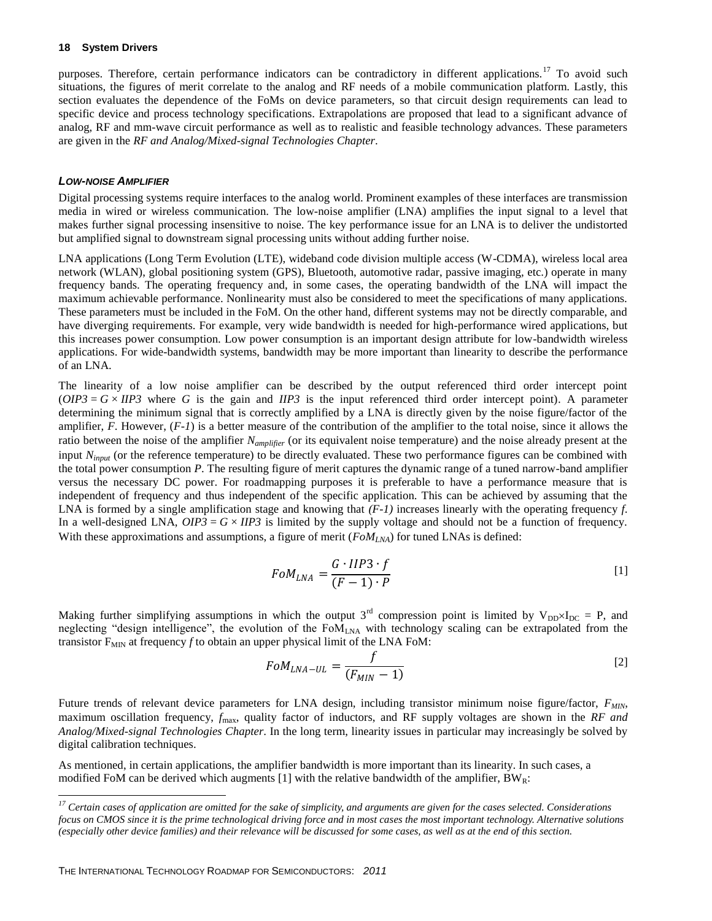purposes. Therefore, certain performance indicators can be contradictory in different applications.[17] To avoid such situations, the figures of merit correlate to the analog and RF needs of a mobile communication platform. Lastly, this section evaluates the dependence of the FoMs on device parameters, so that circuit design requirements can lead to specific device and process technology specifications. Extrapolations are proposed that lead to a significant advance of analog, RF and mm-wave circuit performance as well as to realistic and feasible technology advances. These parameters are given in the *RF and Analog/Mixed-signal Technologies Chapter*.

### *LOW-NOISE AMPLIFIER*

Digital processing systems require interfaces to the analog world. Prominent examples of these interfaces are transmission media in wired or wireless communication. The low-noise amplifier (LNA) amplifies the input signal to a level that makes further signal processing insensitive to noise. The key performance issue for an LNA is to deliver the undistorted but amplified signal to downstream signal processing units without adding further noise.

LNA applications (Long Term Evolution (LTE), wideband code division multiple access (W-CDMA), wireless local area network (WLAN), global positioning system (GPS), Bluetooth, automotive radar, passive imaging, etc.) operate in many frequency bands. The operating frequency and, in some cases, the operating bandwidth of the LNA will impact the maximum achievable performance. Nonlinearity must also be considered to meet the specifications of many applications. These parameters must be included in the FoM. On the other hand, different systems may not be directly comparable, and have diverging requirements. For example, very wide bandwidth is needed for high-performance wired applications, but this increases power consumption. Low power consumption is an important design attribute for low-bandwidth wireless applications. For wide-bandwidth systems, bandwidth may be more important than linearity to describe the performance of an LNA.

The linearity of a low noise amplifier can be described by the output referenced third order intercept point ($OIP3 = G \times IIP3$ where $G$ is the gain and $IIP3$ is the input referenced third order intercept point). A parameter determining the minimum signal that is correctly amplified by a LNA is directly given by the noise figure/factor of the amplifier, $F$. However, ($F$-$1$) is a better measure of the contribution of the amplifier to the total noise, since it allows the ratio between the noise of the amplifier $N_{amplifier}$ (or its equivalent noise temperature) and the noise already present at the input $N_{input}$ (or the reference temperature) to be directly evaluated. These two performance figures can be combined with the total power consumption $P$. The resulting figure of merit captures the dynamic range of a tuned narrow-band amplifier versus the necessary DC power. For roadmapping purposes it is preferable to have a performance measure that is independent of frequency and thus independent of the specific application. This can be achieved by assuming that the LNA is formed by a single amplification stage and knowing that $(F\text{-}1)$ increases linearly with the operating frequency $f$. In a well-designed LNA, $OIP3 = G \times IIP3$ is limited by the supply voltage and should not be a function of frequency. With these approximations and assumptions, a figure of merit ($FoM_{LNA}$) for tuned LNAs is defined:

$$FoM_{LNA} = \frac{G \cdot IIP3 \cdot f}{(F-1) \cdot P} \qquad [1]$$

Making further simplifying assumptions in which the output 3rd compression point is limited by $V_{DD} \times I_{DC} = P$, and neglecting "design intelligence", the evolution of the $FoM_{LNA}$ with technology scaling can be extrapolated from the transistor $F_{MIN}$ at frequency $f$ to obtain an upper physical limit of the LNA FoM:

$$FoM_{LNA-UL} = \frac{f}{(F_{MIN} - 1)} \qquad [2]$$

Future trends of relevant device parameters for LNA design, including transistor minimum noise figure/factor, $F_{MIN}$, maximum oscillation frequency, $f_{max}$, quality factor of inductors, and RF supply voltages are shown in the *RF and Analog/Mixed-signal Technologies Chapter*. In the long term, linearity issues in particular may increasingly be solved by digital calibration techniques.

As mentioned, in certain applications, the amplifier bandwidth is more important than its linearity. In such cases, a modified FoM can be derived which augments [1] with the relative bandwidth of the amplifier, $BW_R$:

---

*[17] Certain cases of application are omitted for the sake of simplicity, and arguments are given for the cases selected. Considerations focus on CMOS since it is the prime technological driving force and in most cases the most important technology. Alternative solutions (especially other device families) and their relevance will be discussed for some cases, as well as at the end of this section.*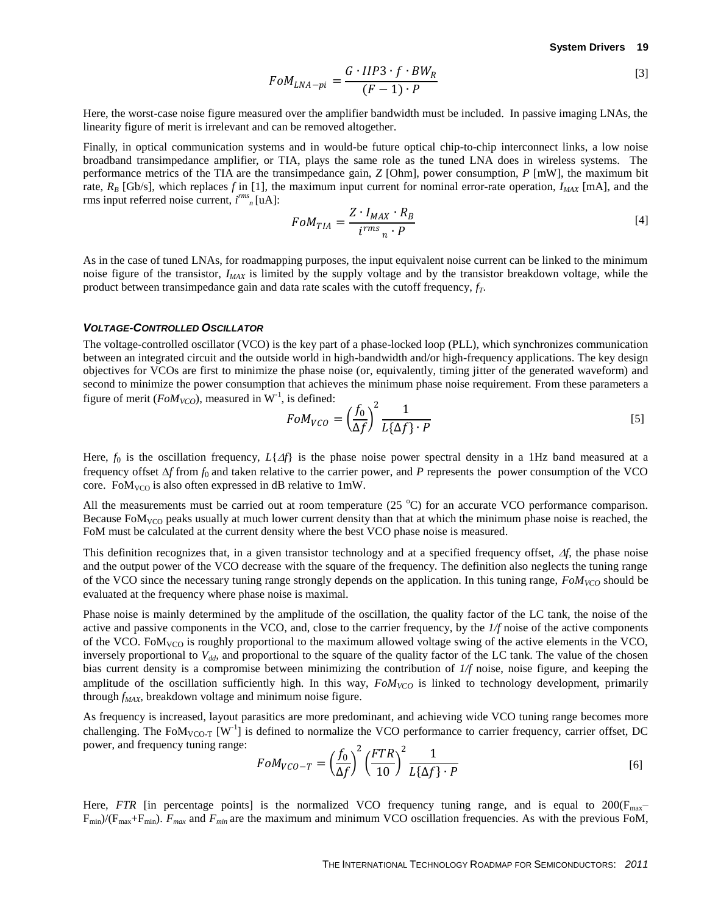$$FoM_{LNA-pi} = \frac{G \cdot IIP3 \cdot f \cdot BW_R}{(F-1) \cdot P} \quad [3]$$

Here, the worst-case noise figure measured over the amplifier bandwidth must be included. In passive imaging LNAs, the linearity figure of merit is irrelevant and can be removed altogether.

Finally, in optical communication systems and in would-be future optical chip-to-chip interconnect links, a low noise broadband transimpedance amplifier, or TIA, plays the same role as the tuned LNA does in wireless systems. The performance metrics of the TIA are the transimpedance gain, $Z$ [Ohm], power consumption, $P$ [mW], the maximum bit rate, $R_B$ [Gb/s], which replaces $f$ in [1], the maximum input current for nominal error-rate operation, $I_{MAX}$ [mA], and the rms input referred noise current, $i^{rms}_n$ [uA]:

$$FoM_{TIA} = \frac{Z \cdot I_{MAX} \cdot R_B}{i^{rms}{}_n \cdot P} \quad [4]$$

As in the case of tuned LNAs, for roadmapping purposes, the input equivalent noise current can be linked to the minimum noise figure of the transistor, $I_{MAX}$ is limited by the supply voltage and by the transistor breakdown voltage, while the product between transimpedance gain and data rate scales with the cutoff frequency, $f_T$.

#### *VOLTAGE-CONTROLLED OSCILLATOR*

The voltage-controlled oscillator (VCO) is the key part of a phase-locked loop (PLL), which synchronizes communication between an integrated circuit and the outside world in high-bandwidth and/or high-frequency applications. The key design objectives for VCOs are first to minimize the phase noise (or, equivalently, timing jitter of the generated waveform) and second to minimize the power consumption that achieves the minimum phase noise requirement. From these parameters a figure of merit ($FoM_{VCO}$), measured in $W^{-1}$, is defined:

$$FoM_{VCO} = \left(\frac{f_0}{\Delta f}\right)^2 \frac{1}{L\{\Delta f\} \cdot P} \quad [5]$$

Here, $f_0$ is the oscillation frequency, $L\{\Delta f\}$ is the phase noise power spectral density in a 1Hz band measured at a frequency offset $\Delta f$ from $f_0$ and taken relative to the carrier power, and $P$ represents the power consumption of the VCO core. $FoM_{VCO}$ is also often expressed in dB relative to 1mW.

All the measurements must be carried out at room temperature (25 °C) for an accurate VCO performance comparison. Because $FoM_{VCO}$ peaks usually at much lower current density than that at which the minimum phase noise is reached, the FoM must be calculated at the current density where the best VCO phase noise is measured.

This definition recognizes that, in a given transistor technology and at a specified frequency offset, $\Delta f$, the phase noise and the output power of the VCO decrease with the square of the frequency. The definition also neglects the tuning range of the VCO since the necessary tuning range strongly depends on the application. In this tuning range, $FoM_{VCO}$ should be evaluated at the frequency where phase noise is maximal.

Phase noise is mainly determined by the amplitude of the oscillation, the quality factor of the LC tank, the noise of the active and passive components in the VCO, and, close to the carrier frequency, by the *1/f* noise of the active components of the VCO. $FoM_{VCO}$ is roughly proportional to the maximum allowed voltage swing of the active elements in the VCO, inversely proportional to $V_{dd}$, and proportional to the square of the quality factor of the LC tank. The value of the chosen bias current density is a compromise between minimizing the contribution of *1/f* noise, noise figure, and keeping the amplitude of the oscillation sufficiently high. In this way, $FoM_{VCO}$ is linked to technology development, primarily through $f_{MAX}$, breakdown voltage and minimum noise figure.

As frequency is increased, layout parasitics are more predominant, and achieving wide VCO tuning range becomes more challenging. The $FoM_{VCO-T}$ [$W^{-1}$] is defined to normalize the VCO performance to carrier frequency, carrier offset, DC power, and frequency tuning range:

$$FoM_{VCO-T} = \left(\frac{f_0}{\Delta f}\right)^2 \left(\frac{FTR}{10}\right)^2 \frac{1}{L\{\Delta f\} \cdot P} \quad [6]$$

Here, *FTR* [in percentage points] is the normalized VCO frequency tuning range, and is equal to $200(F_{max}-F_{min})/(F_{max}+F_{min})$. $F_{max}$ and $F_{min}$ are the maximum and minimum VCO oscillation frequencies. As with the previous FoM,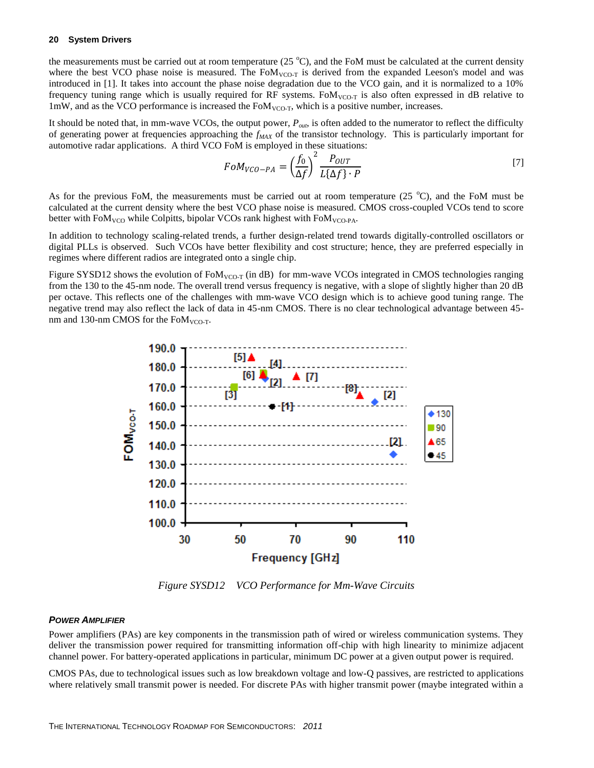the measurements must be carried out at room temperature (25 °C), and the FoM must be calculated at the current density where the best VCO phase noise is measured. The $FoM_{VCO-T}$ is derived from the expanded Leeson's model and was introduced in [1]. It takes into account the phase noise degradation due to the VCO gain, and it is normalized to a 10% frequency tuning range which is usually required for RF systems. $FoM_{VCO-T}$ is also often expressed in dB relative to 1mW, and as the VCO performance is increased the $FoM_{VCO-T}$, which is a positive number, increases.

It should be noted that, in mm-wave VCOs, the output power, $P_{out}$, is often added to the numerator to reflect the difficulty of generating power at frequencies approaching the $f_{MAX}$ of the transistor technology. This is particularly important for automotive radar applications. A third VCO FoM is employed in these situations:

$$FoM_{VCO-PA} = \left(\frac{f_0}{\Delta f}\right)^2 \frac{P_{OUT}}{L\{\Delta f\} \cdot P} \quad [7]$$

As for the previous FoM, the measurements must be carried out at room temperature (25 °C), and the FoM must be calculated at the current density where the best VCO phase noise is measured. CMOS cross-coupled VCOs tend to score better with $FoM_{VCO}$ while Colpitts, bipolar VCOs rank highest with $FoM_{VCO-PA}$.

In addition to technology scaling-related trends, a further design-related trend towards digitally-controlled oscillators or digital PLLs is observed. Such VCOs have better flexibility and cost structure; hence, they are preferred especially in regimes where different radios are integrated onto a single chip.

Figure SYSD12 shows the evolution of $FoM_{VCO-T}$ (in dB) for mm-wave VCOs integrated in CMOS technologies ranging from the 130 to the 45-nm node. The overall trend versus frequency is negative, with a slope of slightly higher than 20 dB per octave. This reflects one of the challenges with mm-wave VCO design which is to achieve good tuning range. The negative trend may also reflect the lack of data in 45-nm CMOS. There is no clear technological advantage between 45-nm and 130-nm CMOS for the $FoM_{VCO-T}$.

*Figure SYSD12 VCO Performance for Mm-Wave Circuits*

### ***POWER AMPLIFIER***

Power amplifiers (PAs) are key components in the transmission path of wired or wireless communication systems. They deliver the transmission power required for transmitting information off-chip with high linearity to minimize adjacent channel power. For battery-operated applications in particular, minimum DC power at a given output power is required.

CMOS PAs, due to technological issues such as low breakdown voltage and low-Q passives, are restricted to applications where relatively small transmit power is needed. For discrete PAs with higher transmit power (maybe integrated within a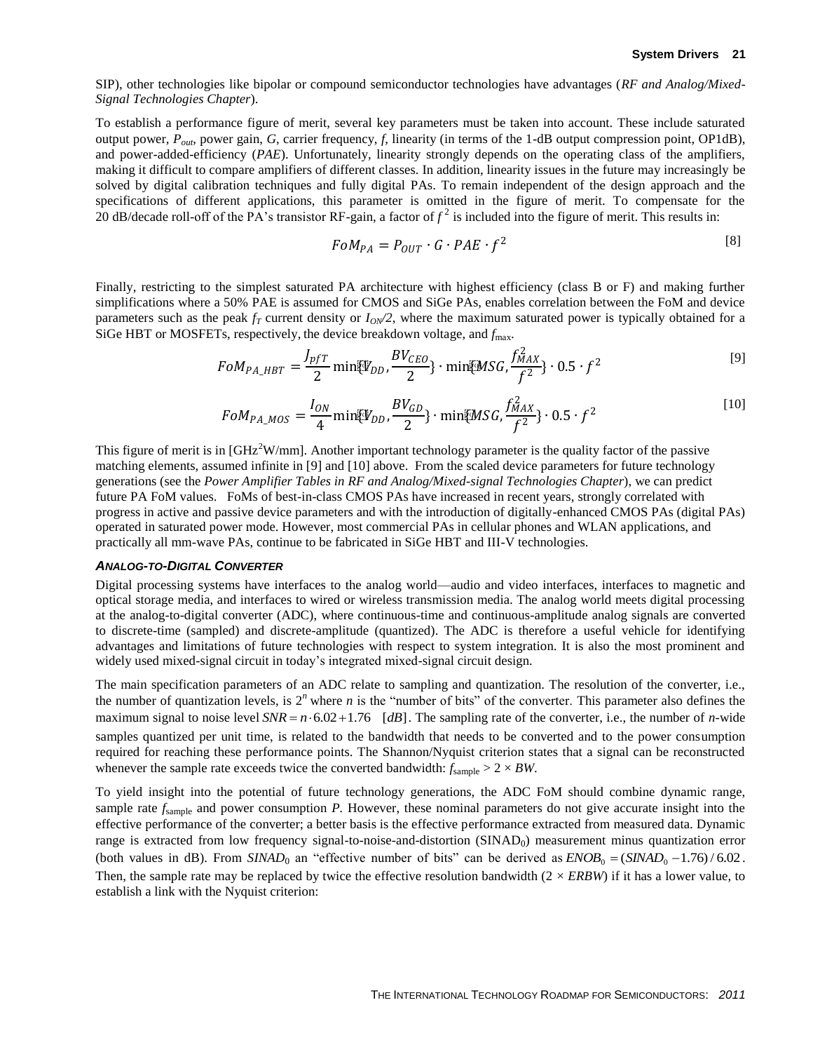SIP), other technologies like bipolar or compound semiconductor technologies have advantages (*RF and Analog/Mixed-Signal Technologies Chapter*).

To establish a performance figure of merit, several key parameters must be taken into account. These include saturated output power, $P_{out}$, power gain, $G$, carrier frequency, $f$, linearity (in terms of the 1-dB output compression point, OP1dB), and power-added-efficiency ($PAE$). Unfortunately, linearity strongly depends on the operating class of the amplifiers, making it difficult to compare amplifiers of different classes. In addition, linearity issues in the future may increasingly be solved by digital calibration techniques and fully digital PAs. To remain independent of the design approach and the specifications of different applications, this parameter is omitted in the figure of merit. To compensate for the 20 dB/decade roll-off of the PA's transistor RF-gain, a factor of $f^2$ is included into the figure of merit. This results in:

$$FoM_{PA} = P_{OUT} \cdot G \cdot PAE \cdot f^2 \qquad [8]$$

Finally, restricting to the simplest saturated PA architecture with highest efficiency (class B or F) and making further simplifications where a 50% PAE is assumed for CMOS and SiGe PAs, enables correlation between the FoM and device parameters such as the peak $f_T$ current density or $I_{ON}/2$, where the maximum saturated power is typically obtained for a SiGe HBT or MOSFETs, respectively, the device breakdown voltage, and $f_{\max}$.

$$FoM_{PA\_HBT} = \frac{J_{pfT}}{2} \min\{V_{DD}, \frac{BV_{CEO}}{2}\} \cdot \min\{MSG, \frac{f_{MAX}^2}{f^2}\} \cdot 0.5 \cdot f^2 \qquad [9]$$

$$FoM_{PA\_MOS} = \frac{I_{ON}}{4} \min\{V_{DD}, \frac{BV_{GD}}{2}\} \cdot \min\{MSG, \frac{f_{MAX}^2}{f^2}\} \cdot 0.5 \cdot f^2 \qquad [10]$$

This figure of merit is in [$GHz^2W/mm$]. Another important technology parameter is the quality factor of the passive matching elements, assumed infinite in [9] and [10] above. From the scaled device parameters for future technology generations (see the *Power Amplifier Tables in RF and Analog/Mixed-signal Technologies Chapter*), we can predict future PA FoM values. FoMs of best-in-class CMOS PAs have increased in recent years, strongly correlated with progress in active and passive device parameters and with the introduction of digitally-enhanced CMOS PAs (digital PAs) operated in saturated power mode. However, most commercial PAs in cellular phones and WLAN applications, and practically all mm-wave PAs, continue to be fabricated in SiGe HBT and III-V technologies.

#### *ANALOG-TO-DIGITAL CONVERTER*

Digital processing systems have interfaces to the analog world—audio and video interfaces, interfaces to magnetic and optical storage media, and interfaces to wired or wireless transmission media. The analog world meets digital processing at the analog-to-digital converter (ADC), where continuous-time and continuous-amplitude analog signals are converted to discrete-time (sampled) and discrete-amplitude (quantized). The ADC is therefore a useful vehicle for identifying advantages and limitations of future technologies with respect to system integration. It is also the most prominent and widely used mixed-signal circuit in today's integrated mixed-signal circuit design.

The main specification parameters of an ADC relate to sampling and quantization. The resolution of the converter, i.e., the number of quantization levels, is $2^n$ where $n$ is the "number of bits" of the converter. This parameter also defines the maximum signal to noise level $SNR = n \cdot 6.02 + 1.76 \quad [dB]$. The sampling rate of the converter, i.e., the number of $n$-wide samples quantized per unit time, is related to the bandwidth that needs to be converted and to the power consumption required for reaching these performance points. The Shannon/Nyquist criterion states that a signal can be reconstructed whenever the sample rate exceeds twice the converted bandwidth: $f_{\text{sample}} > 2 \times BW$.

To yield insight into the potential of future technology generations, the ADC FoM should combine dynamic range, sample rate $f_{\text{sample}}$ and power consumption $P$. However, these nominal parameters do not give accurate insight into the effective performance of the converter; a better basis is the effective performance extracted from measured data. Dynamic range is extracted from low frequency signal-to-noise-and-distortion ($SINAD_0$) measurement minus quantization error (both values in dB). From $SINAD_0$ an "effective number of bits" can be derived as $ENOB_0 = (SINAD_0 - 1.76)/6.02$. Then, the sample rate may be replaced by twice the effective resolution bandwidth ($2 \times ERBW$) if it has a lower value, to establish a link with the Nyquist criterion: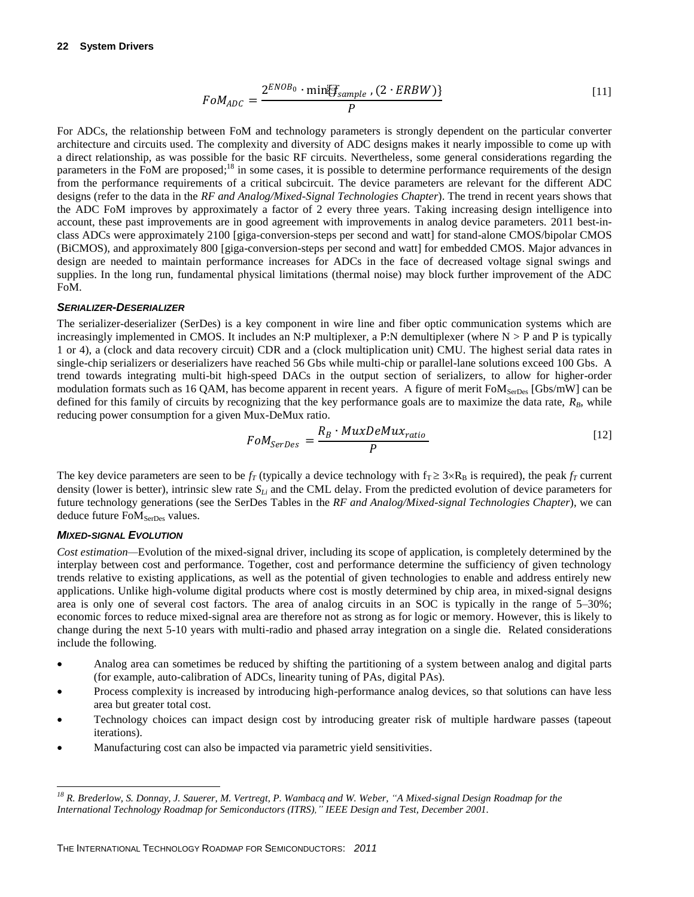$$FoM_{ADC} = \frac{2^{ENOB_0} \cdot \min\{f_{sample}, (2 \cdot ERBW)\}}{P} \quad [11]$$

For ADCs, the relationship between FoM and technology parameters is strongly dependent on the particular converter architecture and circuits used. The complexity and diversity of ADC designs makes it nearly impossible to come up with a direct relationship, as was possible for the basic RF circuits. Nevertheless, some general considerations regarding the parameters in the FoM are proposed;[18] in some cases, it is possible to determine performance requirements of the design from the performance requirements of a critical subcircuit. The device parameters are relevant for the different ADC designs (refer to the data in the *RF and Analog/Mixed-Signal Technologies Chapter*). The trend in recent years shows that the ADC FoM improves by approximately a factor of 2 every three years. Taking increasing design intelligence into account, these past improvements are in good agreement with improvements in analog device parameters. 2011 best-in-class ADCs were approximately 2100 [giga-conversion-steps per second and watt] for stand-alone CMOS/bipolar CMOS (BiCMOS), and approximately 800 [giga-conversion-steps per second and watt] for embedded CMOS. Major advances in design are needed to maintain performance increases for ADCs in the face of decreased voltage signal swings and supplies. In the long run, fundamental physical limitations (thermal noise) may block further improvement of the ADC FoM.

#### *SERIALIZER-DESERIALIZER*

The serializer-deserializer (SerDes) is a key component in wire line and fiber optic communication systems which are increasingly implemented in CMOS. It includes an N:P multiplexer, a P:N demultiplexer (where N > P and P is typically 1 or 4), a (clock and data recovery circuit) CDR and a (clock multiplication unit) CMU. The highest serial data rates in single-chip serializers or deserializers have reached 56 Gbs while multi-chip or parallel-lane solutions exceed 100 Gbs. A trend towards integrating multi-bit high-speed DACs in the output section of serializers, to allow for higher-order modulation formats such as 16 QAM, has become apparent in recent years. A figure of merit $FoM_{SerDes}$ [Gbs/mW] can be defined for this family of circuits by recognizing that the key performance goals are to maximize the data rate, $R_B$, while reducing power consumption for a given Mux-DeMux ratio.

$$FoM_{SerDes} = \frac{R_B \cdot MuxDeMux_{ratio}}{P} \quad [12]$$

The key device parameters are seen to be $f_T$ (typically a device technology with $f_T \geq 3 \times R_B$ is required), the peak $f_T$ current density (lower is better), intrinsic slew rate $S_{Li}$ and the CML delay. From the predicted evolution of device parameters for future technology generations (see the SerDes Tables in the *RF and Analog/Mixed-signal Technologies Chapter*), we can deduce future $FoM_{SerDes}$ values.

#### *MIXED-SIGNAL EVOLUTION*

*Cost estimation*—Evolution of the mixed-signal driver, including its scope of application, is completely determined by the interplay between cost and performance. Together, cost and performance determine the sufficiency of given technology trends relative to existing applications, as well as the potential of given technologies to enable and address entirely new applications. Unlike high-volume digital products where cost is mostly determined by chip area, in mixed-signal designs area is only one of several cost factors. The area of analog circuits in an SOC is typically in the range of 5–30%; economic forces to reduce mixed-signal area are therefore not as strong as for logic or memory. However, this is likely to change during the next 5-10 years with multi-radio and phased array integration on a single die. Related considerations include the following.

- Analog area can sometimes be reduced by shifting the partitioning of a system between analog and digital parts (for example, auto-calibration of ADCs, linearity tuning of PAs, digital PAs).
- Process complexity is increased by introducing high-performance analog devices, so that solutions can have less area but greater total cost.
- Technology choices can impact design cost by introducing greater risk of multiple hardware passes (tapeout iterations).
- Manufacturing cost can also be impacted via parametric yield sensitivities.

---

[18] *R. Brederlow, S. Donnay, J. Sauerer, M. Vertregt, P. Wambacq and W. Weber, "A Mixed-signal Design Roadmap for the International Technology Roadmap for Semiconductors (ITRS)," IEEE Design and Test, December 2001.*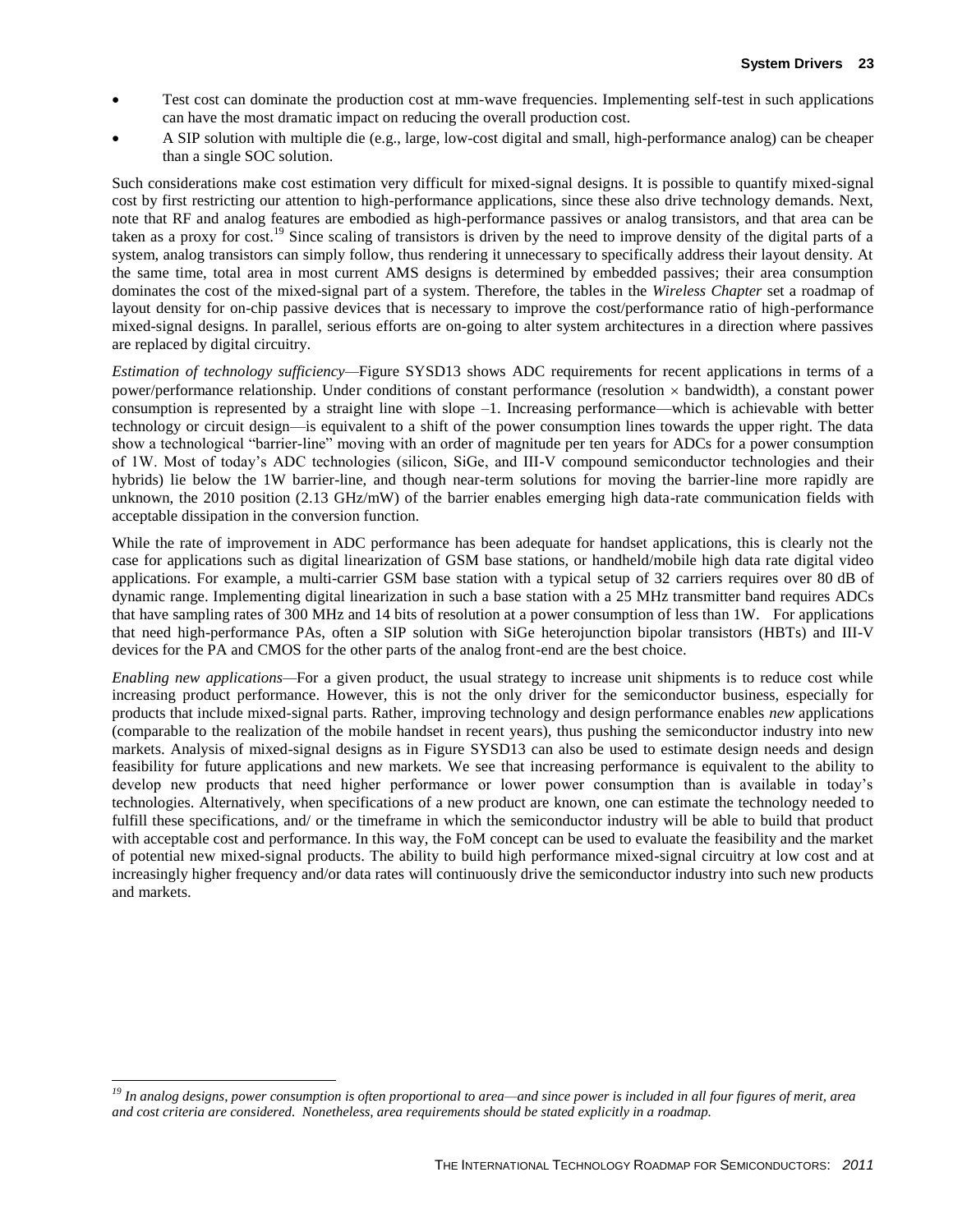- Test cost can dominate the production cost at mm-wave frequencies. Implementing self-test in such applications can have the most dramatic impact on reducing the overall production cost.
- A SIP solution with multiple die (e.g., large, low-cost digital and small, high-performance analog) can be cheaper than a single SOC solution.

Such considerations make cost estimation very difficult for mixed-signal designs. It is possible to quantify mixed-signal cost by first restricting our attention to high-performance applications, since these also drive technology demands. Next, note that RF and analog features are embodied as high-performance passives or analog transistors, and that area can be taken as a proxy for cost.[19] Since scaling of transistors is driven by the need to improve density of the digital parts of a system, analog transistors can simply follow, thus rendering it unnecessary to specifically address their layout density. At the same time, total area in most current AMS designs is determined by embedded passives; their area consumption dominates the cost of the mixed-signal part of a system. Therefore, the tables in the *Wireless Chapter* set a roadmap of layout density for on-chip passive devices that is necessary to improve the cost/performance ratio of high-performance mixed-signal designs. In parallel, serious efforts are on-going to alter system architectures in a direction where passives are replaced by digital circuitry.

*Estimation of technology sufficiency*—Figure SYSD13 shows ADC requirements for recent applications in terms of a power/performance relationship. Under conditions of constant performance (resolution × bandwidth), a constant power consumption is represented by a straight line with slope –1. Increasing performance—which is achievable with better technology or circuit design—is equivalent to a shift of the power consumption lines towards the upper right. The data show a technological "barrier-line" moving with an order of magnitude per ten years for ADCs for a power consumption of 1W. Most of today's ADC technologies (silicon, SiGe, and III-V compound semiconductor technologies and their hybrids) lie below the 1W barrier-line, and though near-term solutions for moving the barrier-line more rapidly are unknown, the 2010 position (2.13 GHz/mW) of the barrier enables emerging high data-rate communication fields with acceptable dissipation in the conversion function.

While the rate of improvement in ADC performance has been adequate for handset applications, this is clearly not the case for applications such as digital linearization of GSM base stations, or handheld/mobile high data rate digital video applications. For example, a multi-carrier GSM base station with a typical setup of 32 carriers requires over 80 dB of dynamic range. Implementing digital linearization in such a base station with a 25 MHz transmitter band requires ADCs that have sampling rates of 300 MHz and 14 bits of resolution at a power consumption of less than 1W. For applications that need high-performance PAs, often a SIP solution with SiGe heterojunction bipolar transistors (HBTs) and III-V devices for the PA and CMOS for the other parts of the analog front-end are the best choice.

*Enabling new applications*—For a given product, the usual strategy to increase unit shipments is to reduce cost while increasing product performance. However, this is not the only driver for the semiconductor business, especially for products that include mixed-signal parts. Rather, improving technology and design performance enables *new* applications (comparable to the realization of the mobile handset in recent years), thus pushing the semiconductor industry into new markets. Analysis of mixed-signal designs as in Figure SYSD13 can also be used to estimate design needs and design feasibility for future applications and new markets. We see that increasing performance is equivalent to the ability to develop new products that need higher performance or lower power consumption than is available in today's technologies. Alternatively, when specifications of a new product are known, one can estimate the technology needed to fulfill these specifications, and/ or the timeframe in which the semiconductor industry will be able to build that product with acceptable cost and performance. In this way, the FoM concept can be used to evaluate the feasibility and the market of potential new mixed-signal products. The ability to build high performance mixed-signal circuitry at low cost and at increasingly higher frequency and/or data rates will continuously drive the semiconductor industry into such new products and markets.

---

[19] *In analog designs, power consumption is often proportional to area—and since power is included in all four figures of merit, area and cost criteria are considered. Nonetheless, area requirements should be stated explicitly in a roadmap.*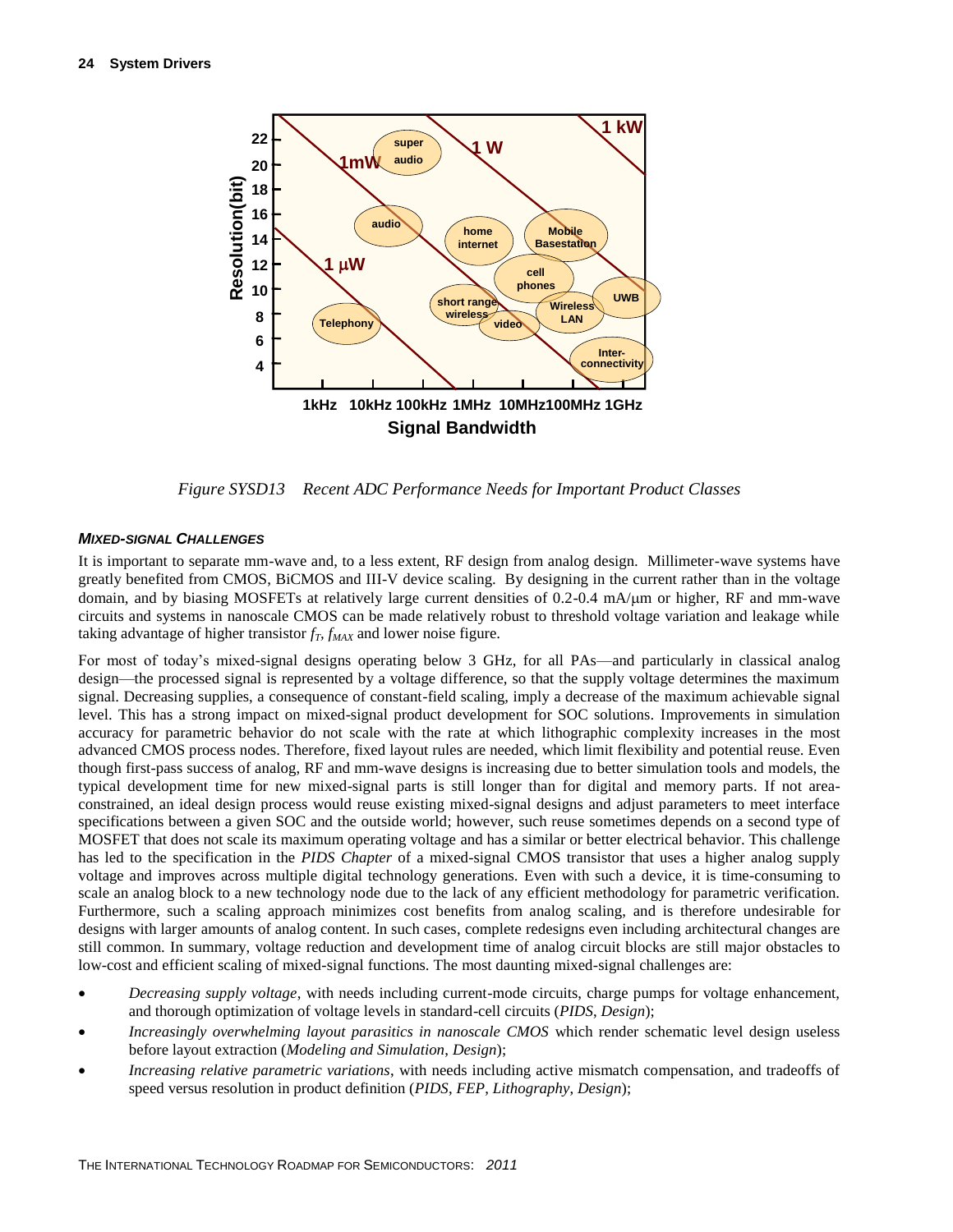Figure SYSD13 Recent ADC Performance Needs for Important Product Classes

### *MIXED-SIGNAL CHALLENGES*

It is important to separate mm-wave and, to a less extent, RF design from analog design. Millimeter-wave systems have greatly benefited from CMOS, BiCMOS and III-V device scaling. By designing in the current rather than in the voltage domain, and by biasing MOSFETs at relatively large current densities of 0.2-0.4 mA/μm or higher, RF and mm-wave circuits and systems in nanoscale CMOS can be made relatively robust to threshold voltage variation and leakage while taking advantage of higher transistor $f_T$, $f_{MAX}$ and lower noise figure.

For most of today's mixed-signal designs operating below 3 GHz, for all PAs—and particularly in classical analog design—the processed signal is represented by a voltage difference, so that the supply voltage determines the maximum signal. Decreasing supplies, a consequence of constant-field scaling, imply a decrease of the maximum achievable signal level. This has a strong impact on mixed-signal product development for SOC solutions. Improvements in simulation accuracy for parametric behavior do not scale with the rate at which lithographic complexity increases in the most advanced CMOS process nodes. Therefore, fixed layout rules are needed, which limit flexibility and potential reuse. Even though first-pass success of analog, RF and mm-wave designs is increasing due to better simulation tools and models, the typical development time for new mixed-signal parts is still longer than for digital and memory parts. If not area-constrained, an ideal design process would reuse existing mixed-signal designs and adjust parameters to meet interface specifications between a given SOC and the outside world; however, such reuse sometimes depends on a second type of MOSFET that does not scale its maximum operating voltage and has a similar or better electrical behavior. This challenge has led to the specification in the *PIDS Chapter* of a mixed-signal CMOS transistor that uses a higher analog supply voltage and improves across multiple digital technology generations. Even with such a device, it is time-consuming to scale an analog block to a new technology node due to the lack of any efficient methodology for parametric verification. Furthermore, such a scaling approach minimizes cost benefits from analog scaling, and is therefore undesirable for designs with larger amounts of analog content. In such cases, complete redesigns even including architectural changes are still common. In summary, voltage reduction and development time of analog circuit blocks are still major obstacles to low-cost and efficient scaling of mixed-signal functions. The most daunting mixed-signal challenges are:

- *Decreasing supply voltage*, with needs including current-mode circuits, charge pumps for voltage enhancement, and thorough optimization of voltage levels in standard-cell circuits (*PIDS*, *Design*);
- *Increasingly overwhelming layout parasitics in nanoscale CMOS* which render schematic level design useless before layout extraction (*Modeling and Simulation*, *Design*);
- *Increasing relative parametric variations*, with needs including active mismatch compensation, and tradeoffs of speed versus resolution in product definition (*PIDS*, *FEP*, *Lithography*, *Design*);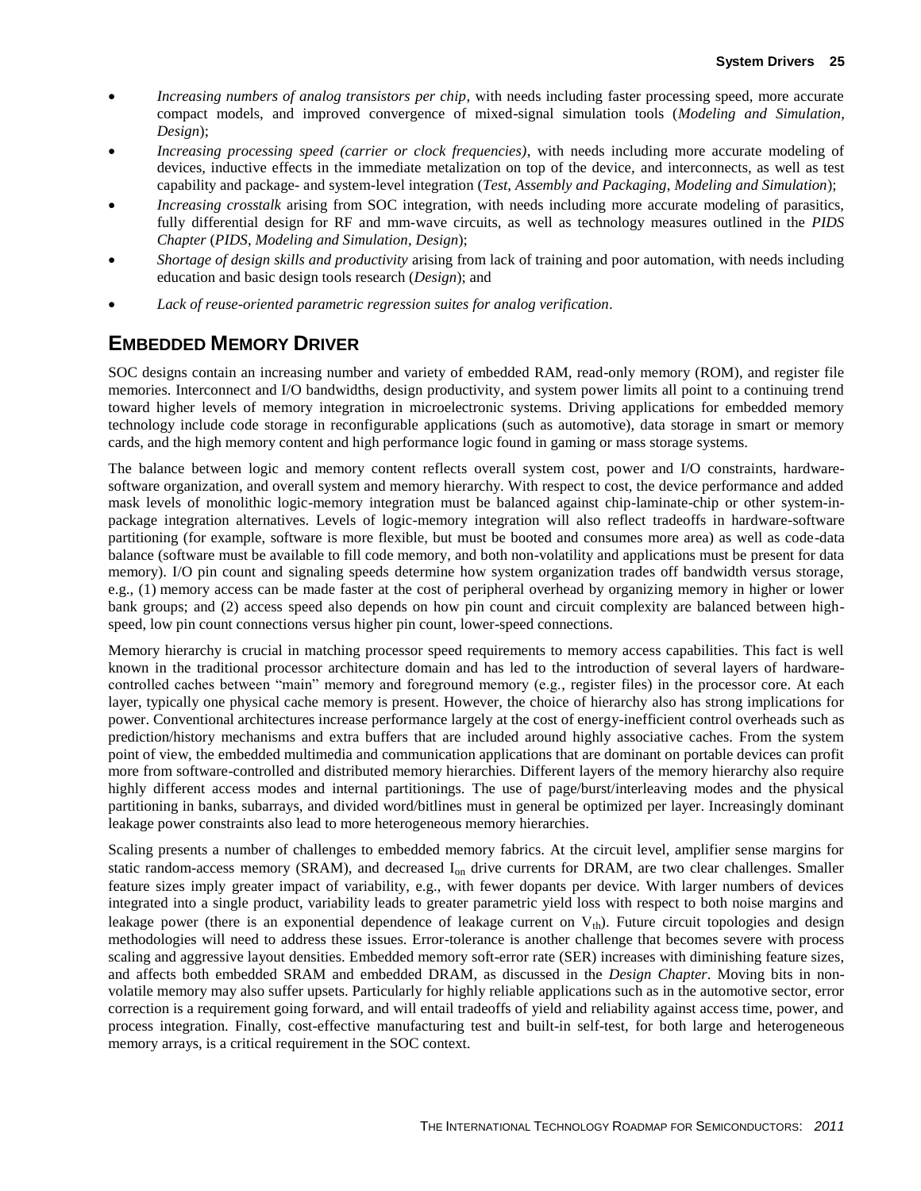- *Increasing numbers of analog transistors per chip*, with needs including faster processing speed, more accurate compact models, and improved convergence of mixed-signal simulation tools (*Modeling and Simulation*, *Design*);
- *Increasing processing speed (carrier or clock frequencies)*, with needs including more accurate modeling of devices, inductive effects in the immediate metalization on top of the device, and interconnects, as well as test capability and package- and system-level integration (*Test*, *Assembly and Packaging*, *Modeling and Simulation*);
- *Increasing crosstalk* arising from SOC integration, with needs including more accurate modeling of parasitics, fully differential design for RF and mm-wave circuits, as well as technology measures outlined in the *PIDS Chapter* (*PIDS*, *Modeling and Simulation*, *Design*);
- *Shortage of design skills and productivity* arising from lack of training and poor automation, with needs including education and basic design tools research (*Design*); and
- *Lack of reuse-oriented parametric regression suites for analog verification*.

## EMBEDDED MEMORY DRIVER

SOC designs contain an increasing number and variety of embedded RAM, read-only memory (ROM), and register file memories. Interconnect and I/O bandwidths, design productivity, and system power limits all point to a continuing trend toward higher levels of memory integration in microelectronic systems. Driving applications for embedded memory technology include code storage in reconfigurable applications (such as automotive), data storage in smart or memory cards, and the high memory content and high performance logic found in gaming or mass storage systems.

The balance between logic and memory content reflects overall system cost, power and I/O constraints, hardware-software organization, and overall system and memory hierarchy. With respect to cost, the device performance and added mask levels of monolithic logic-memory integration must be balanced against chip-laminate-chip or other system-in-package integration alternatives. Levels of logic-memory integration will also reflect tradeoffs in hardware-software partitioning (for example, software is more flexible, but must be booted and consumes more area) as well as code-data balance (software must be available to fill code memory, and both non-volatility and applications must be present for data memory). I/O pin count and signaling speeds determine how system organization trades off bandwidth versus storage, e.g., (1) memory access can be made faster at the cost of peripheral overhead by organizing memory in higher or lower bank groups; and (2) access speed also depends on how pin count and circuit complexity are balanced between high-speed, low pin count connections versus higher pin count, lower-speed connections.

Memory hierarchy is crucial in matching processor speed requirements to memory access capabilities. This fact is well known in the traditional processor architecture domain and has led to the introduction of several layers of hardware-controlled caches between “main” memory and foreground memory (e.g., register files) in the processor core. At each layer, typically one physical cache memory is present. However, the choice of hierarchy also has strong implications for power. Conventional architectures increase performance largely at the cost of energy-inefficient control overheads such as prediction/history mechanisms and extra buffers that are included around highly associative caches. From the system point of view, the embedded multimedia and communication applications that are dominant on portable devices can profit more from software-controlled and distributed memory hierarchies. Different layers of the memory hierarchy also require highly different access modes and internal partitionings. The use of page/burst/interleaving modes and the physical partitioning in banks, subarrays, and divided word/bitlines must in general be optimized per layer. Increasingly dominant leakage power constraints also lead to more heterogeneous memory hierarchies.

Scaling presents a number of challenges to embedded memory fabrics. At the circuit level, amplifier sense margins for static random-access memory (SRAM), and decreased $I_{on}$ drive currents for DRAM, are two clear challenges. Smaller feature sizes imply greater impact of variability, e.g., with fewer dopants per device. With larger numbers of devices integrated into a single product, variability leads to greater parametric yield loss with respect to both noise margins and leakage power (there is an exponential dependence of leakage current on $V_{th}$). Future circuit topologies and design methodologies will need to address these issues. Error-tolerance is another challenge that becomes severe with process scaling and aggressive layout densities. Embedded memory soft-error rate (SER) increases with diminishing feature sizes, and affects both embedded SRAM and embedded DRAM, as discussed in the *Design Chapter*. Moving bits in non-volatile memory may also suffer upsets. Particularly for highly reliable applications such as in the automotive sector, error correction is a requirement going forward, and will entail tradeoffs of yield and reliability against access time, power, and process integration. Finally, cost-effective manufacturing test and built-in self-test, for both large and heterogeneous memory arrays, is a critical requirement in the SOC context.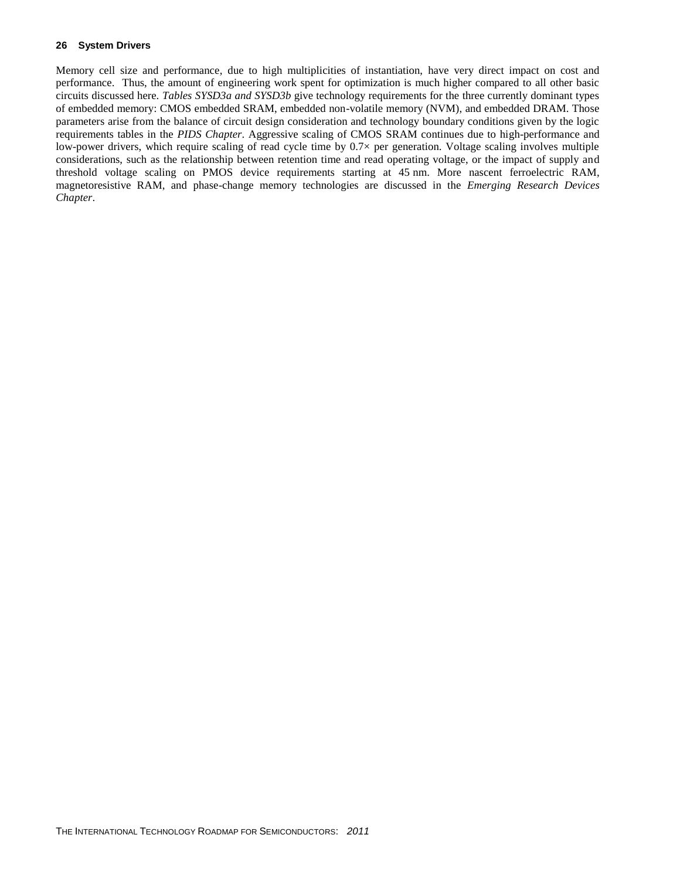Memory cell size and performance, due to high multiplicities of instantiation, have very direct impact on cost and performance. Thus, the amount of engineering work spent for optimization is much higher compared to all other basic circuits discussed here. *Tables SYSD3a and SYSD3b* give technology requirements for the three currently dominant types of embedded memory: CMOS embedded SRAM, embedded non-volatile memory (NVM), and embedded DRAM. Those parameters arise from the balance of circuit design consideration and technology boundary conditions given by the logic requirements tables in the *PIDS Chapter*. Aggressive scaling of CMOS SRAM continues due to high-performance and low-power drivers, which require scaling of read cycle time by 0.7× per generation. Voltage scaling involves multiple considerations, such as the relationship between retention time and read operating voltage, or the impact of supply and threshold voltage scaling on PMOS device requirements starting at 45 nm. More nascent ferroelectric RAM, magnetoresistive RAM, and phase-change memory technologies are discussed in the *Emerging Research Devices Chapter*.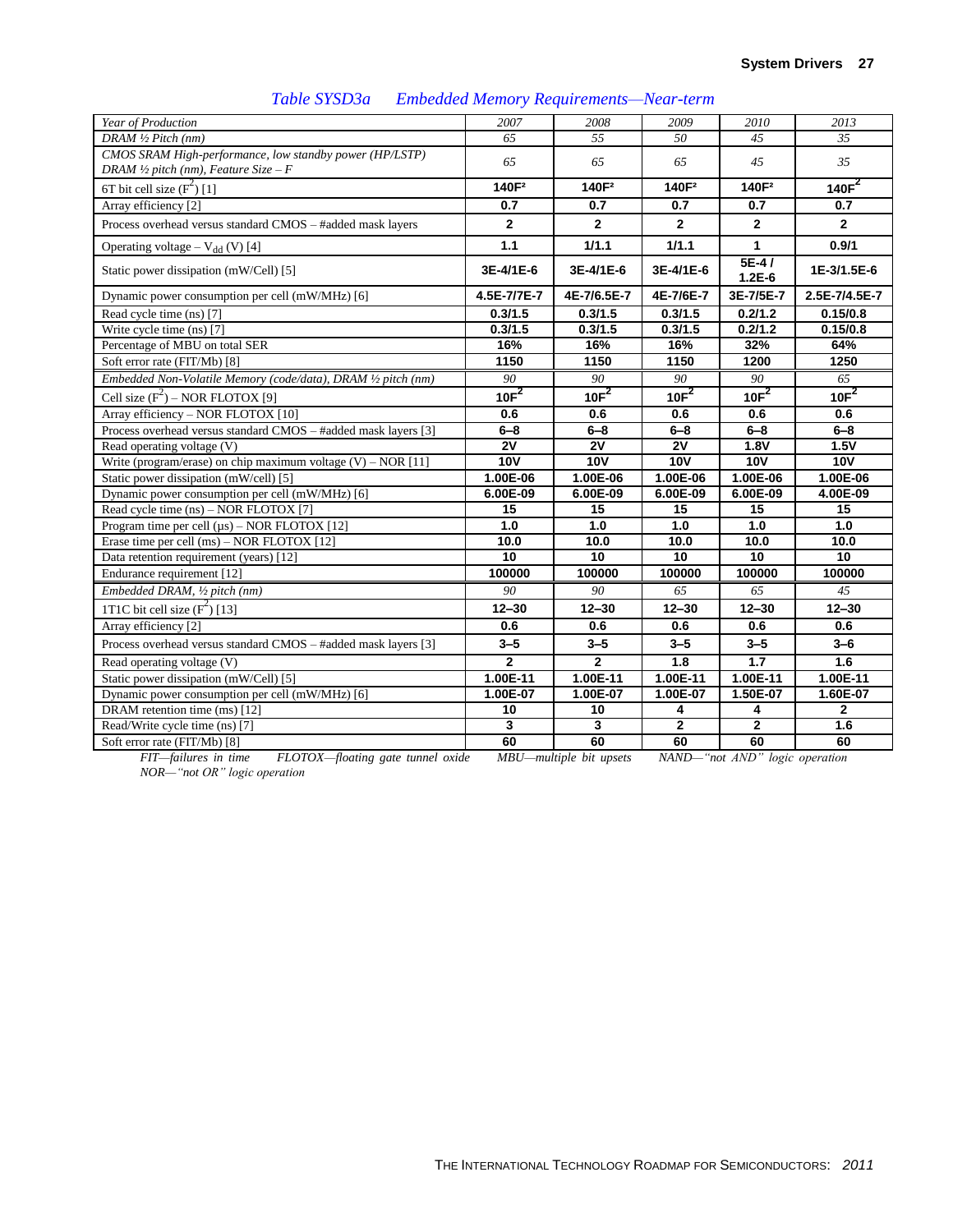*Table SYSD3a Embedded Memory Requirements—Near-term*

| *Year of Production* | *2007* | *2008* | *2009* | *2010* | *2013* |
|---|---|---|---|---|---|
| *DRAM ½ Pitch (nm)* | *65* | *55* | *50* | *45* | *35* |
| *CMOS SRAM High-performance, low standby power (HP/LSTP) DRAM ½ pitch (nm), Feature Size – F* | *65* | *65* | *65* | *45* | *35* |
| 6T bit cell size ($F^2$) [1] | **140F²** | **140F²** | **140F²** | **140F²** | **140F²** |
| Array efficiency [2] | **0.7** | **0.7** | **0.7** | **0.7** | **0.7** |
| Process overhead versus standard CMOS – #added mask layers | **2** | **2** | **2** | **2** | **2** |
| Operating voltage – $V_{dd}$ (V) [4] | **1.1** | **1/1.1** | **1/1.1** | **1** | **0.9/1** |
| Static power dissipation (mW/Cell) [5] | **3E-4/1E-6** | **3E-4/1E-6** | **3E-4/1E-6** | **5E-4 / 1.2E-6** | **1E-3/1.5E-6** |
| Dynamic power consumption per cell (mW/MHz) [6] | **4.5E-7/7E-7** | **4E-7/6.5E-7** | **4E-7/6E-7** | **3E-7/5E-7** | **2.5E-7/4.5E-7** |
| Read cycle time (ns) [7] | **0.3/1.5** | **0.3/1.5** | **0.3/1.5** | **0.2/1.2** | **0.15/0.8** |
| Write cycle time (ns) [7] | **0.3/1.5** | **0.3/1.5** | **0.3/1.5** | **0.2/1.2** | **0.15/0.8** |
| Percentage of MBU on total SER | **16%** | **16%** | **16%** | **32%** | **64%** |
| Soft error rate (FIT/Mb) [8] | **1150** | **1150** | **1150** | **1200** | **1250** |
| *Embedded Non-Volatile Memory (code/data), DRAM ½ pitch (nm)* | *90* | *90* | *90* | *90* | *65* |
| Cell size ($F^2$) – NOR FLOTOX [9] | **10F²** | **10F²** | **10F²** | **10F²** | **10F²** |
| Array efficiency – NOR FLOTOX [10] | **0.6** | **0.6** | **0.6** | **0.6** | **0.6** |
| Process overhead versus standard CMOS – #added mask layers [3] | **6–8** | **6–8** | **6–8** | **6–8** | **6–8** |
| Read operating voltage (V) | **2V** | **2V** | **2V** | **1.8V** | **1.5V** |
| Write (program/erase) on chip maximum voltage (V) – NOR [11] | **10V** | **10V** | **10V** | **10V** | **10V** |
| Static power dissipation (mW/cell) [5] | **1.00E-06** | **1.00E-06** | **1.00E-06** | **1.00E-06** | **1.00E-06** |
| Dynamic power consumption per cell (mW/MHz) [6] | **6.00E-09** | **6.00E-09** | **6.00E-09** | **6.00E-09** | **4.00E-09** |
| Read cycle time (ns) – NOR FLOTOX [7] | **15** | **15** | **15** | **15** | **15** |
| Program time per cell (µs) – NOR FLOTOX [12] | **1.0** | **1.0** | **1.0** | **1.0** | **1.0** |
| Erase time per cell (ms) – NOR FLOTOX [12] | **10.0** | **10.0** | **10.0** | **10.0** | **10.0** |
| Data retention requirement (years) [12] | **10** | **10** | **10** | **10** | **10** |
| Endurance requirement [12] | **100000** | **100000** | **100000** | **100000** | **100000** |
| *Embedded DRAM, ½ pitch (nm)* | *90* | *90* | *65* | *65* | *45* |
| 1T1C bit cell size ($F^2$) [13] | **12–30** | **12–30** | **12–30** | **12–30** | **12–30** |
| Array efficiency [2] | **0.6** | **0.6** | **0.6** | **0.6** | **0.6** |
| Process overhead versus standard CMOS – #added mask layers [3] | **3–5** | **3–5** | **3–5** | **3–5** | **3–6** |
| Read operating voltage (V) | **2** | **2** | **1.8** | **1.7** | **1.6** |
| Static power dissipation (mW/Cell) [5] | **1.00E-11** | **1.00E-11** | **1.00E-11** | **1.00E-11** | **1.00E-11** |
| Dynamic power consumption per cell (mW/MHz) [6] | **1.00E-07** | **1.00E-07** | **1.00E-07** | **1.50E-07** | **1.60E-07** |
| DRAM retention time (ms) [12] | **10** | **10** | **4** | **4** | **2** |
| Read/Write cycle time (ns) [7] | **3** | **3** | **2** | **2** | **1.6** |
| Soft error rate (FIT/Mb) [8] | **60** | **60** | **60** | **60** | **60** |

*FIT—failures in time FLOTOX—floating gate tunnel oxide MBU—multiple bit upsets NAND—"not AND" logic operation NOR—"not OR" logic operation*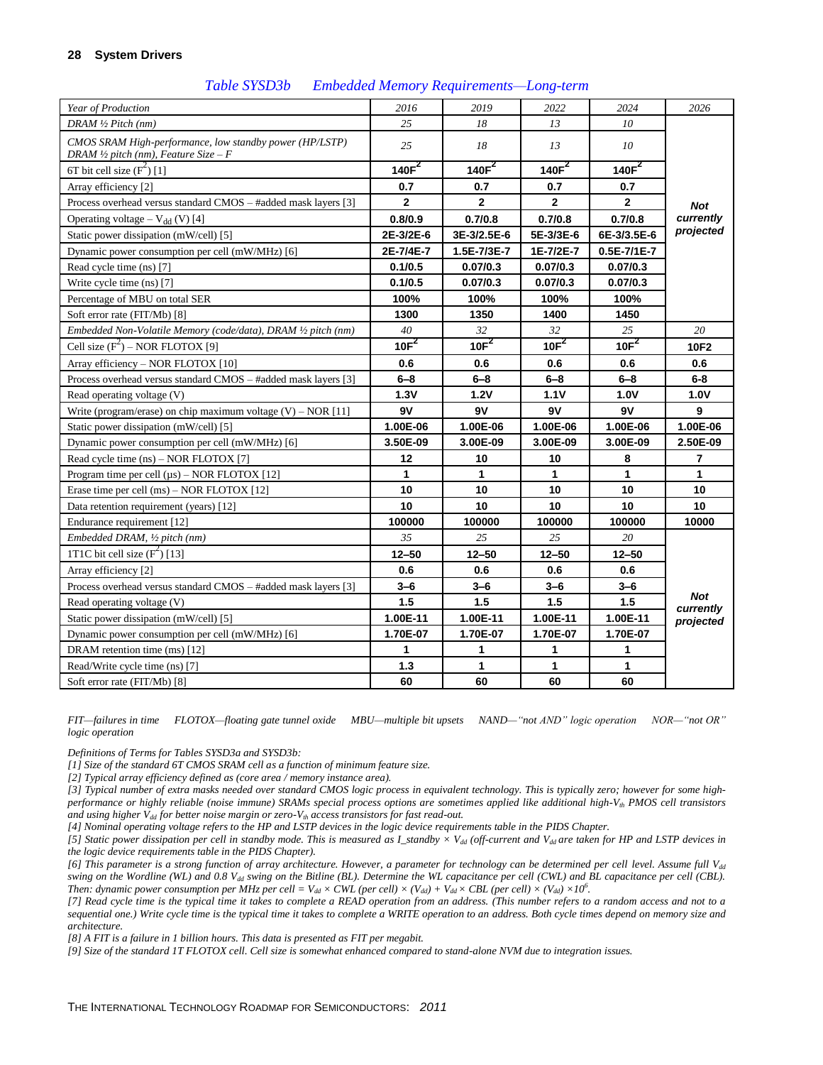## Table SYSD3b Embedded Memory Requirements—Long-term

| *Year of Production* | *2016* | *2019* | *2022* | *2024* | *2026* |
|---|---|---|---|---|---|
| *DRAM ½ Pitch (nm)* | *25* | *18* | *13* | *10* | ***Not currently projected*** |
| *CMOS SRAM High-performance, low standby power (HP/LSTP) DRAM ½ pitch (nm), Feature Size – F* | *25* | *18* | *13* | *10* | |
| 6T bit cell size ($F^2$) [1] | **140F²** | **140F²** | **140F²** | **140F²** | |
| Array efficiency [2] | **0.7** | **0.7** | **0.7** | **0.7** | |
| Process overhead versus standard CMOS – #added mask layers [3] | **2** | **2** | **2** | **2** | |
| Operating voltage – $V_{dd}$ (V) [4] | **0.8/0.9** | **0.7/0.8** | **0.7/0.8** | **0.7/0.8** | |
| Static power dissipation (mW/cell) [5] | **2E-3/2E-6** | **3E-3/2.5E-6** | **5E-3/3E-6** | **6E-3/3.5E-6** | |
| Dynamic power consumption per cell (mW/MHz) [6] | **2E-7/4E-7** | **1.5E-7/3E-7** | **1E-7/2E-7** | **0.5E-7/1E-7** | |
| Read cycle time (ns) [7] | **0.1/0.5** | **0.07/0.3** | **0.07/0.3** | **0.07/0.3** | |
| Write cycle time (ns) [7] | **0.1/0.5** | **0.07/0.3** | **0.07/0.3** | **0.07/0.3** | |
| Percentage of MBU on total SER | **100%** | **100%** | **100%** | **100%** | |
| Soft error rate (FIT/Mb) [8] | **1300** | **1350** | **1400** | **1450** | |
| *Embedded Non-Volatile Memory (code/data), DRAM ½ pitch (nm)* | *40* | *32* | *32* | *25* | *20* |
| Cell size ($F^2$) – NOR FLOTOX [9] | **10F²** | **10F²** | **10F²** | **10F²** | **10F2** |
| Array efficiency – NOR FLOTOX [10] | **0.6** | **0.6** | **0.6** | **0.6** | **0.6** |
| Process overhead versus standard CMOS – #added mask layers [3] | **6–8** | **6–8** | **6–8** | **6–8** | **6-8** |
| Read operating voltage (V) | **1.3V** | **1.2V** | **1.1V** | **1.0V** | **1.0V** |
| Write (program/erase) on chip maximum voltage (V) – NOR [11] | **9V** | **9V** | **9V** | **9V** | **9** |
| Static power dissipation (mW/cell) [5] | **1.00E-06** | **1.00E-06** | **1.00E-06** | **1.00E-06** | **1.00E-06** |
| Dynamic power consumption per cell (mW/MHz) [6] | **3.50E-09** | **3.00E-09** | **3.00E-09** | **3.00E-09** | **2.50E-09** |
| Read cycle time (ns) – NOR FLOTOX [7] | **12** | **10** | **10** | **8** | **7** |
| Program time per cell (µs) – NOR FLOTOX [12] | **1** | **1** | **1** | **1** | **1** |
| Erase time per cell (ms) – NOR FLOTOX [12] | **10** | **10** | **10** | **10** | **10** |
| Data retention requirement (years) [12] | **10** | **10** | **10** | **10** | **10** |
| Endurance requirement [12] | **100000** | **100000** | **100000** | **100000** | **10000** |
| *Embedded DRAM, ½ pitch (nm)* | *35* | *25* | *25* | *20* | ***Not currently projected*** |
| 1T1C bit cell size ($F^2$) [13] | **12–50** | **12–50** | **12–50** | **12–50** | |
| Array efficiency [2] | **0.6** | **0.6** | **0.6** | **0.6** | |
| Process overhead versus standard CMOS – #added mask layers [3] | **3–6** | **3–6** | **3–6** | **3–6** | |
| Read operating voltage (V) | **1.5** | **1.5** | **1.5** | **1.5** | |
| Static power dissipation (mW/cell) [5] | **1.00E-11** | **1.00E-11** | **1.00E-11** | **1.00E-11** | |
| Dynamic power consumption per cell (mW/MHz) [6] | **1.70E-07** | **1.70E-07** | **1.70E-07** | **1.70E-07** | |
| DRAM retention time (ms) [12] | **1** | **1** | **1** | **1** | |
| Read/Write cycle time (ns) [7] | **1.3** | **1** | **1** | **1** | |
| Soft error rate (FIT/Mb) [8] | **60** | **60** | **60** | **60** | |

*FIT—failures in time FLOTOX—floating gate tunnel oxide MBU—multiple bit upsets NAND—"not AND" logic operation NOR—"not OR" logic operation*

*Definitions of Terms for Tables SYSD3a and SYSD3b:*

*[1] Size of the standard 6T CMOS SRAM cell as a function of minimum feature size.*

*[2] Typical array efficiency defined as (core area / memory instance area).*

*[3] Typical number of extra masks needed over standard CMOS logic process in equivalent technology. This is typically zero; however for some high-performance or highly reliable (noise immune) SRAMs special process options are sometimes applied like additional high-$V_{th}$ PMOS cell transistors and using higher $V_{dd}$ for better noise margin or zero-$V_{th}$ access transistors for fast read-out.*

*[4] Nominal operating voltage refers to the HP and LSTP devices in the logic device requirements table in the PIDS Chapter.*

*[5] Static power dissipation per cell in standby mode. This is measured as I_standby × $V_{dd}$ (off-current and $V_{dd}$ are taken for HP and LSTP devices in the logic device requirements table in the PIDS Chapter).*

*[6] This parameter is a strong function of array architecture. However, a parameter for technology can be determined per cell level. Assume full $V_{dd}$ swing on the Wordline (WL) and 0.8 $V_{dd}$ swing on the Bitline (BL). Determine the WL capacitance per cell (CWL) and BL capacitance per cell (CBL). Then: dynamic power consumption per MHz per cell = $V_{dd}$ × CWL (per cell) × ($V_{dd}$) + $V_{dd}$ × CBL (per cell) × ($V_{dd}$) ×$10^6$.*

*[7] Read cycle time is the typical time it takes to complete a READ operation from an address. (This number refers to a random access and not to a sequential one.) Write cycle time is the typical time it takes to complete a WRITE operation to an address. Both cycle times depend on memory size and architecture.*

*[8] A FIT is a failure in 1 billion hours. This data is presented as FIT per megabit.*

*[9] Size of the standard 1T FLOTOX cell. Cell size is somewhat enhanced compared to stand-alone NVM due to integration issues.*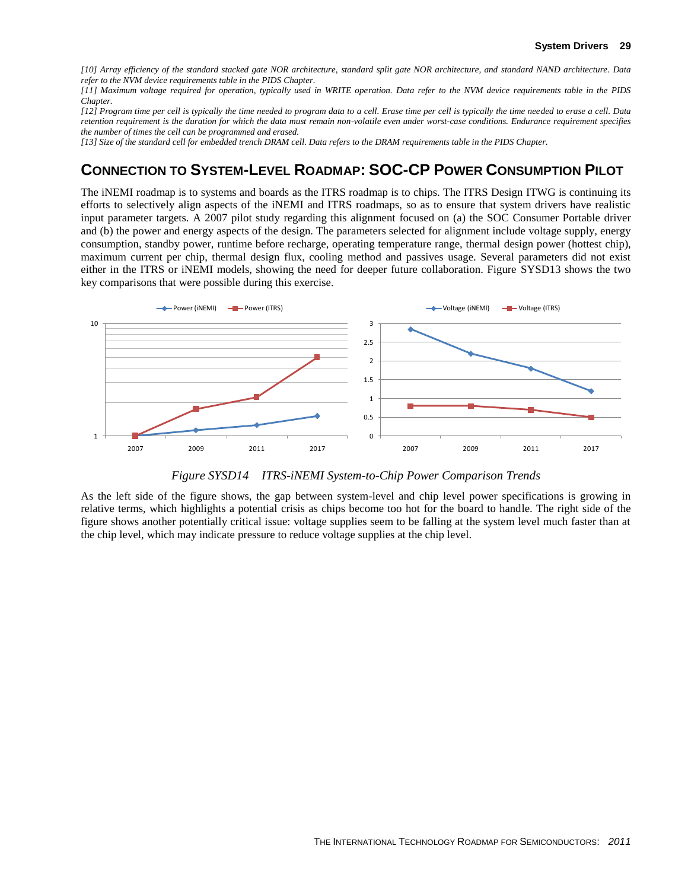*[10] Array efficiency of the standard stacked gate NOR architecture, standard split gate NOR architecture, and standard NAND architecture. Data refer to the NVM device requirements table in the PIDS Chapter.*

*[11] Maximum voltage required for operation, typically used in WRITE operation. Data refer to the NVM device requirements table in the PIDS Chapter.*

*[12] Program time per cell is typically the time needed to program data to a cell. Erase time per cell is typically the time needed to erase a cell. Data retention requirement is the duration for which the data must remain non-volatile even under worst-case conditions. Endurance requirement specifies the number of times the cell can be programmed and erased.*

*[13] Size of the standard cell for embedded trench DRAM cell. Data refers to the DRAM requirements table in the PIDS Chapter.*

## CONNECTION TO SYSTEM-LEVEL ROADMAP: SOC-CP POWER CONSUMPTION PILOT

The iNEMI roadmap is to systems and boards as the ITRS roadmap is to chips. The ITRS Design ITWG is continuing its efforts to selectively align aspects of the iNEMI and ITRS roadmaps, so as to ensure that system drivers have realistic input parameter targets. A 2007 pilot study regarding this alignment focused on (a) the SOC Consumer Portable driver and (b) the power and energy aspects of the design. The parameters selected for alignment include voltage supply, energy consumption, standby power, runtime before recharge, operating temperature range, thermal design power (hottest chip), maximum current per chip, thermal design flux, cooling method and passives usage. Several parameters did not exist either in the ITRS or iNEMI models, showing the need for deeper future collaboration. Figure SYSD13 shows the two key comparisons that were possible during this exercise.

Power (iNEMI)
Power (ITRS)
10
1
2007
2009
2011
2017

Voltage (iNEMI)
Voltage (ITRS)
3
2.5
2
1.5
1
0.5
0
2007
2009
2011
2017

*Figure SYSD14 ITRS-iNEMI System-to-Chip Power Comparison Trends*

As the left side of the figure shows, the gap between system-level and chip level power specifications is growing in relative terms, which highlights a potential crisis as chips become too hot for the board to handle. The right side of the figure shows another potentially critical issue: voltage supplies seem to be falling at the system level much faster than at the chip level, which may indicate pressure to reduce voltage supplies at the chip level.